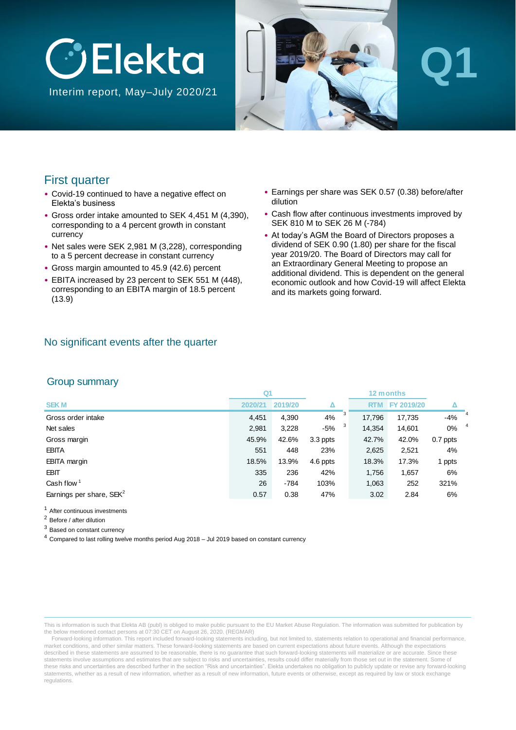# Elekta

Interim report, May–July 2020/21

Q1

## First quarter

- Covid-19 continued to have a negative effect on Elekta's business
- Gross order intake amounted to SEK 4,451 M (4,390), corresponding to a 4 percent growth in constant currency
- Net sales were SEK 2,981 M (3,228), corresponding to a 5 percent decrease in constant currency
- Gross margin amounted to 45.9 (42.6) percent
- EBITA increased by 23 percent to SEK 551 M (448), corresponding to an EBITA margin of 18.5 percent (13.9)
- Earnings per share was SEK 0.57 (0.38) before/after dilution
- Cash flow after continuous investments improved by SEK 810 M to SEK 26 M (-784)
- At today's AGM the Board of Directors proposes a dividend of SEK 0.90 (1.80) per share for the fiscal year 2019/20. The Board of Directors may call for an Extraordinary General Meeting to propose an additional dividend. This is dependent on the general economic outlook and how Covid-19 will affect Elekta and its markets going forward.

## No significant events after the quarter

## Group summary

| | Q1 | | | 12 months | | |
|---|---|---|---|---|---|---|
| SEK M | 2020/21 | 2019/20 | Δ | RTM | FY 2019/20 | Δ |
| Gross order intake | 4,451 | 4,390 | 4% [3] | 17,796 | 17,735 | -4% [4] |
| Net sales | 2,981 | 3,228 | -5% [3] | 14,354 | 14,601 | 0% [4] |
| Gross margin | 45.9% | 42.6% | 3.3 ppts | 42.7% | 42.0% | 0.7 ppts |
| EBITA | 551 | 448 | 23% | 2,625 | 2,521 | 4% |
| EBITA margin | 18.5% | 13.9% | 4.6 ppts | 18.3% | 17.3% | 1 ppts |
| EBIT | 335 | 236 | 42% | 1,756 | 1,657 | 6% |
| Cash flow [1] | 26 | -784 | 103% | 1,063 | 252 | 321% |
| Earnings per share, SEK [2] | 0.57 | 0.38 | 47% | 3.02 | 2.84 | 6% |

[1] After continuous investments

[2] Before / after dilution

[3] Based on constant currency

[4] Compared to last rolling twelve months period Aug 2018 – Jul 2019 based on constant currency

This is information is such that Elekta AB (publ) is obliged to make public pursuant to the EU Market Abuse Regulation. The information was submitted for publication by the below mentioned contact persons at 07:30 CET on August 26, 2020. (REGMAR)

Forward-looking information. This report included forward-looking statements including, but not limited to, statements relation to operational and financial performance, market conditions, and other similar matters. These forward-looking statements are based on current expectations about future events. Although the expectations described in these statements are assumed to be reasonable, there is no guarantee that such forward-looking statements will materialize or are accurate. Since these statements involve assumptions and estimates that are subject to risks and uncertainties, results could differ materially from those set out in the statement. Some of these risks and uncertainties are described further in the section "Risk and uncertainties". Elekta undertakes no obligation to publicly update or revise any forward-looking statements, whether as a result of new information, whether as a result of new information, future events or otherwise, except as required by law or stock exchange regulations.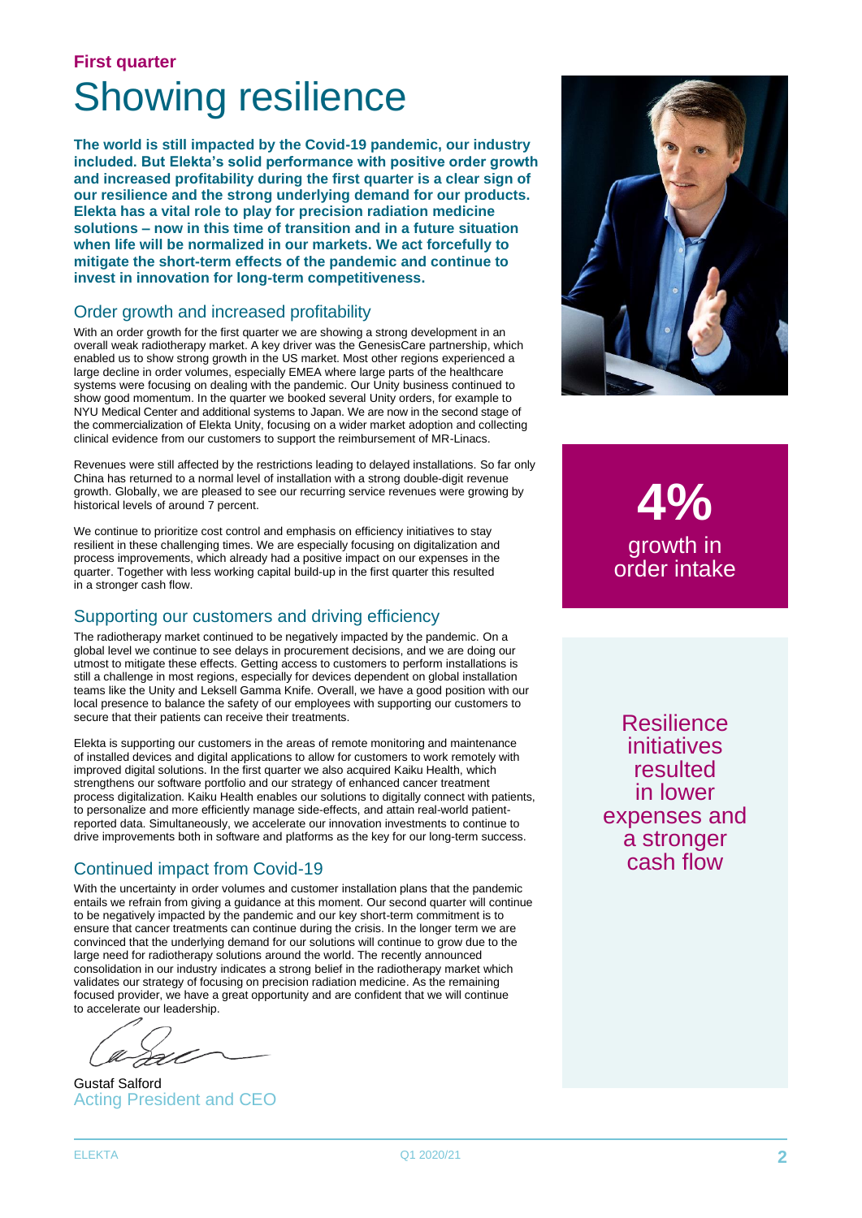**First quarter**

# Showing resilience

**The world is still impacted by the Covid-19 pandemic, our industry included. But Elekta's solid performance with positive order growth and increased profitability during the first quarter is a clear sign of our resilience and the strong underlying demand for our products. Elekta has a vital role to play for precision radiation medicine solutions – now in this time of transition and in a future situation when life will be normalized in our markets. We act forcefully to mitigate the short-term effects of the pandemic and continue to invest in innovation for long-term competitiveness.**

## Order growth and increased profitability

With an order growth for the first quarter we are showing a strong development in an overall weak radiotherapy market. A key driver was the GenesisCare partnership, which enabled us to show strong growth in the US market. Most other regions experienced a large decline in order volumes, especially EMEA where large parts of the healthcare systems were focusing on dealing with the pandemic. Our Unity business continued to show good momentum. In the quarter we booked several Unity orders, for example to NYU Medical Center and additional systems to Japan. We are now in the second stage of the commercialization of Elekta Unity, focusing on a wider market adoption and collecting clinical evidence from our customers to support the reimbursement of MR-Linacs.

Revenues were still affected by the restrictions leading to delayed installations. So far only China has returned to a normal level of installation with a strong double-digit revenue growth. Globally, we are pleased to see our recurring service revenues were growing by historical levels of around 7 percent.

We continue to prioritize cost control and emphasis on efficiency initiatives to stay resilient in these challenging times. We are especially focusing on digitalization and process improvements, which already had a positive impact on our expenses in the quarter. Together with less working capital build-up in the first quarter this resulted in a stronger cash flow.

## Supporting our customers and driving efficiency

The radiotherapy market continued to be negatively impacted by the pandemic. On a global level we continue to see delays in procurement decisions, and we are doing our utmost to mitigate these effects. Getting access to customers to perform installations is still a challenge in most regions, especially for devices dependent on global installation teams like the Unity and Leksell Gamma Knife. Overall, we have a good position with our local presence to balance the safety of our employees with supporting our customers to secure that their patients can receive their treatments.

Elekta is supporting our customers in the areas of remote monitoring and maintenance of installed devices and digital applications to allow for customers to work remotely with improved digital solutions. In the first quarter we also acquired Kaiku Health, which strengthens our software portfolio and our strategy of enhanced cancer treatment process digitalization. Kaiku Health enables our solutions to digitally connect with patients, to personalize and more efficiently manage side-effects, and attain real-world patient-reported data. Simultaneously, we accelerate our innovation investments to continue to drive improvements both in software and platforms as the key for our long-term success.

## Continued impact from Covid-19

With the uncertainty in order volumes and customer installation plans that the pandemic entails we refrain from giving a guidance at this moment. Our second quarter will continue to be negatively impacted by the pandemic and our key short-term commitment is to ensure that cancer treatments can continue during the crisis. In the longer term we are convinced that the underlying demand for our solutions will continue to grow due to the large need for radiotherapy solutions around the world. The recently announced consolidation in our industry indicates a strong belief in the radiotherapy market which validates our strategy of focusing on precision radiation medicine. As the remaining focused provider, we have a great opportunity and are confident that we will continue to accelerate our leadership.

Gustaf Salford
Acting President and CEO

**4%**
growth in order intake

Resilience initiatives resulted in lower expenses and a stronger cash flow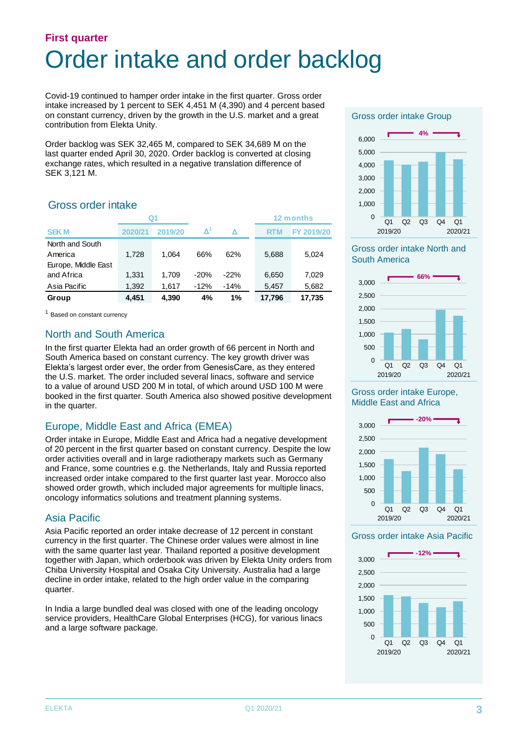**First quarter**

# Order intake and order backlog

Covid-19 continued to hamper order intake in the first quarter. Gross order intake increased by 1 percent to SEK 4,451 M (4,390) and 4 percent based on constant currency, driven by the growth in the U.S. market and a great contribution from Elekta Unity.

Order backlog was SEK 32,465 M, compared to SEK 34,689 M on the last quarter ended April 30, 2020. Order backlog is converted at closing exchange rates, which resulted in a negative translation difference of SEK 3,121 M.

## Gross order intake

| | Q1 | | | | 12 months | |
|---|---|---|---|---|---|---|
| SEK M | 2020/21 | 2019/20 | Δ[1] | Δ | RTM | FY 2019/20 |
| North and South America | 1,728 | 1,064 | 66% | 62% | 5,688 | 5,024 |
| Europe, Middle East and Africa | 1,331 | 1,709 | -20% | -22% | 6,650 | 7,029 |
| Asia Pacific | 1,392 | 1,617 | -12% | -14% | 5,457 | 5,682 |
| **Group** | **4,451** | **4,390** | **4%** | **1%** | **17,796** | **17,735** |

[1] Based on constant currency

## North and South America

In the first quarter Elekta had an order growth of 66 percent in North and South America based on constant currency. The key growth driver was Elekta's largest order ever, the order from GenesisCare, as they entered the U.S. market. The order included several linacs, software and service to a value of around USD 200 M in total, of which around USD 100 M were booked in the first quarter. South America also showed positive development in the quarter.

## Europe, Middle East and Africa (EMEA)

Order intake in Europe, Middle East and Africa had a negative development of 20 percent in the first quarter based on constant currency. Despite the low order activities overall and in large radiotherapy markets such as Germany and France, some countries e.g. the Netherlands, Italy and Russia reported increased order intake compared to the first quarter last year. Morocco also showed order growth, which included major agreements for multiple linacs, oncology informatics solutions and treatment planning systems.

## Asia Pacific

Asia Pacific reported an order intake decrease of 12 percent in constant currency in the first quarter. The Chinese order values were almost in line with the same quarter last year. Thailand reported a positive development together with Japan, which orderbook was driven by Elekta Unity orders from Chiba University Hospital and Osaka City University. Australia had a large decline in order intake, related to the high order value in the comparing quarter.

In India a large bundled deal was closed with one of the leading oncology service providers, HealthCare Global Enterprises (HCG), for various linacs and a large software package.

**Gross order intake Group**

4% (Q1 2019/20 – Q1 2020/21)

**Gross order intake North and South America**

66% (Q1 2019/20 – Q1 2020/21)

**Gross order intake Europe, Middle East and Africa**

-20% (Q1 2019/20 – Q1 2020/21)

**Gross order intake Asia Pacific**

-12% (Q1 2019/20 – Q1 2020/21)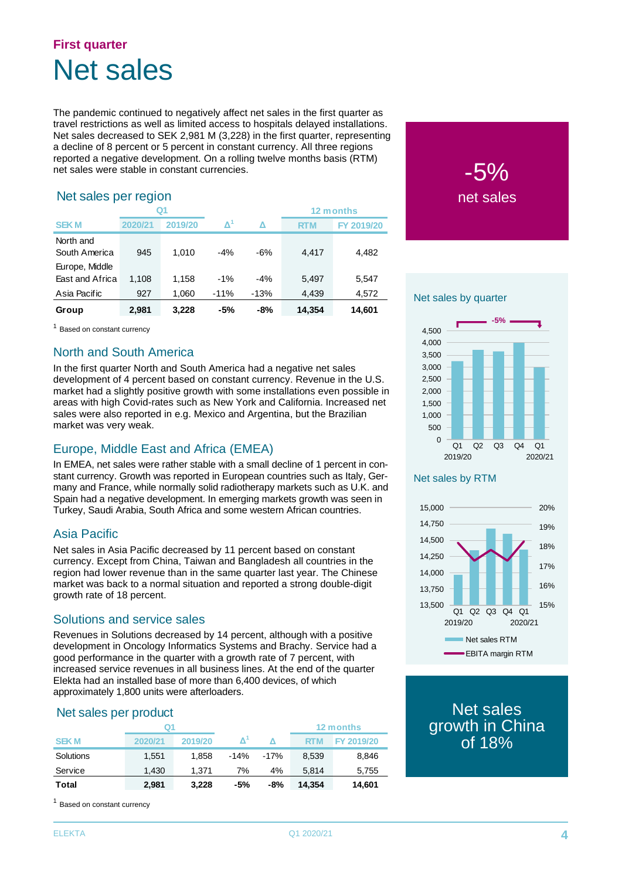## First quarter

# Net sales

The pandemic continued to negatively affect net sales in the first quarter as travel restrictions as well as limited access to hospitals delayed installations. Net sales decreased to SEK 2,981 M (3,228) in the first quarter, representing a decline of 8 percent or 5 percent in constant currency. All three regions reported a negative development. On a rolling twelve months basis (RTM) net sales were stable in constant currencies.

-5%
net sales

### Net sales per region

| SEK M | Q1 | | | | 12 months | |
|---|---|---|---|---|---|---|
| | 2020/21 | 2019/20 | Δ[1] | Δ | RTM | FY 2019/20 |
| North and South America | 945 | 1,010 | -4% | -6% | 4,417 | 4,482 |
| Europe, Middle East and Africa | 1,108 | 1,158 | -1% | -4% | 5,497 | 5,547 |
| Asia Pacific | 927 | 1,060 | -11% | -13% | 4,439 | 4,572 |
| **Group** | **2,981** | **3,228** | **-5%** | **-8%** | **14,354** | **14,601** |

[1] Based on constant currency

Net sales by quarter

Net sales by RTM

### North and South America

In the first quarter North and South America had a negative net sales development of 4 percent based on constant currency. Revenue in the U.S. market had a slightly positive growth with some installations even possible in areas with high Covid-rates such as New York and California. Increased net sales were also reported in e.g. Mexico and Argentina, but the Brazilian market was very weak.

### Europe, Middle East and Africa (EMEA)

In EMEA, net sales were rather stable with a small decline of 1 percent in constant currency. Growth was reported in European countries such as Italy, Germany and France, while normally solid radiotherapy markets such as U.K. and Spain had a negative development. In emerging markets growth was seen in Turkey, Saudi Arabia, South Africa and some western African countries.

### Asia Pacific

Net sales in Asia Pacific decreased by 11 percent based on constant currency. Except from China, Taiwan and Bangladesh all countries in the region had lower revenue than in the same quarter last year. The Chinese market was back to a normal situation and reported a strong double-digit growth rate of 18 percent.

Net sales growth in China of 18%

### Solutions and service sales

Revenues in Solutions decreased by 14 percent, although with a positive development in Oncology Informatics Systems and Brachy. Service had a good performance in the quarter with a growth rate of 7 percent, with increased service revenues in all business lines. At the end of the quarter Elekta had an installed base of more than 6,400 devices, of which approximately 1,800 units were afterloaders.

### Net sales per product

| SEK M | Q1 | | | | 12 months | |
|---|---|---|---|---|---|---|
| | 2020/21 | 2019/20 | Δ[1] | Δ | RTM | FY 2019/20 |
| Solutions | 1,551 | 1,858 | -14% | -17% | 8,539 | 8,846 |
| Service | 1,430 | 1,371 | 7% | 4% | 5,814 | 5,755 |
| **Total** | **2,981** | **3,228** | **-5%** | **-8%** | **14,354** | **14,601** |

[1] Based on constant currency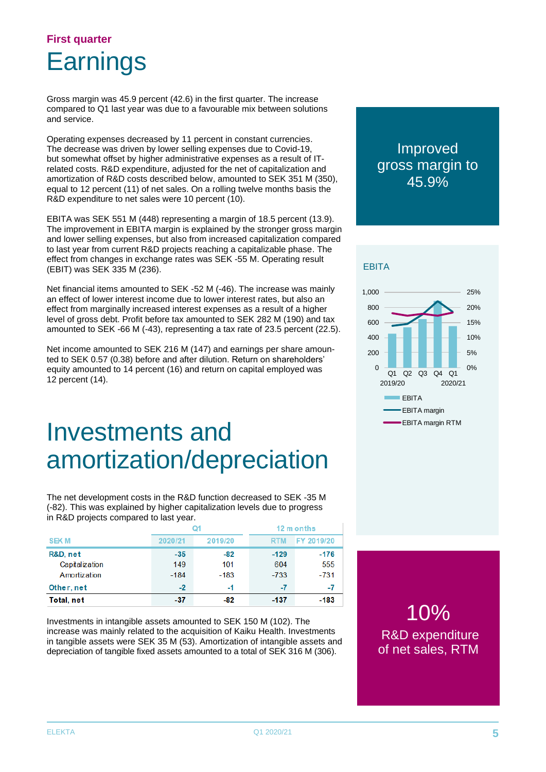First quarter

# Earnings

Gross margin was 45.9 percent (42.6) in the first quarter. The increase compared to Q1 last year was due to a favourable mix between solutions and service.

Operating expenses decreased by 11 percent in constant currencies. The decrease was driven by lower selling expenses due to Covid-19, but somewhat offset by higher administrative expenses as a result of IT-related costs. R&D expenditure, adjusted for the net of capitalization and amortization of R&D costs described below, amounted to SEK 351 M (350), equal to 12 percent (11) of net sales. On a rolling twelve months basis the R&D expenditure to net sales were 10 percent (10).

EBITA was SEK 551 M (448) representing a margin of 18.5 percent (13.9). The improvement in EBITA margin is explained by the stronger gross margin and lower selling expenses, but also from increased capitalization compared to last year from current R&D projects reaching a capitalizable phase. The effect from changes in exchange rates was SEK -55 M. Operating result (EBIT) was SEK 335 M (236).

Net financial items amounted to SEK -52 M (-46). The increase was mainly an effect of lower interest income due to lower interest rates, but also an effect from marginally increased interest expenses as a result of a higher level of gross debt. Profit before tax amounted to SEK 282 M (190) and tax amounted to SEK -66 M (-43), representing a tax rate of 23.5 percent (22.5).

Net income amounted to SEK 216 M (147) and earnings per share amounted to SEK 0.57 (0.38) before and after dilution. Return on shareholders' equity amounted to 14 percent (16) and return on capital employed was 12 percent (14).

Improved gross margin to 45.9%

EBITA

EBITA, EBITA margin, EBITA margin RTM — Q1, Q2, Q3, Q4 2019/20, Q1 2020/21

# Investments and amortization/depreciation

The net development costs in the R&D function decreased to SEK -35 M (-82). This was explained by higher capitalization levels due to progress in R&D projects compared to last year.

| | Q1 | | 12 months | |
|---|---|---|---|---|
| SEK M | 2020/21 | 2019/20 | RTM | FY 2019/20 |
| **R&D, net** | **-35** | **-82** | **-129** | **-176** |
| Capitalization | 149 | 101 | 604 | 555 |
| Amortization | -184 | -183 | -733 | -731 |
| **Other, net** | **-2** | **-1** | **-7** | **-7** |
| **Total, net** | **-37** | **-82** | **-137** | **-183** |

Investments in intangible assets amounted to SEK 150 M (102). The increase was mainly related to the acquisition of Kaiku Health. Investments in tangible assets were SEK 35 M (53). Amortization of intangible assets and depreciation of tangible fixed assets amounted to a total of SEK 316 M (306).

10%
R&D expenditure of net sales, RTM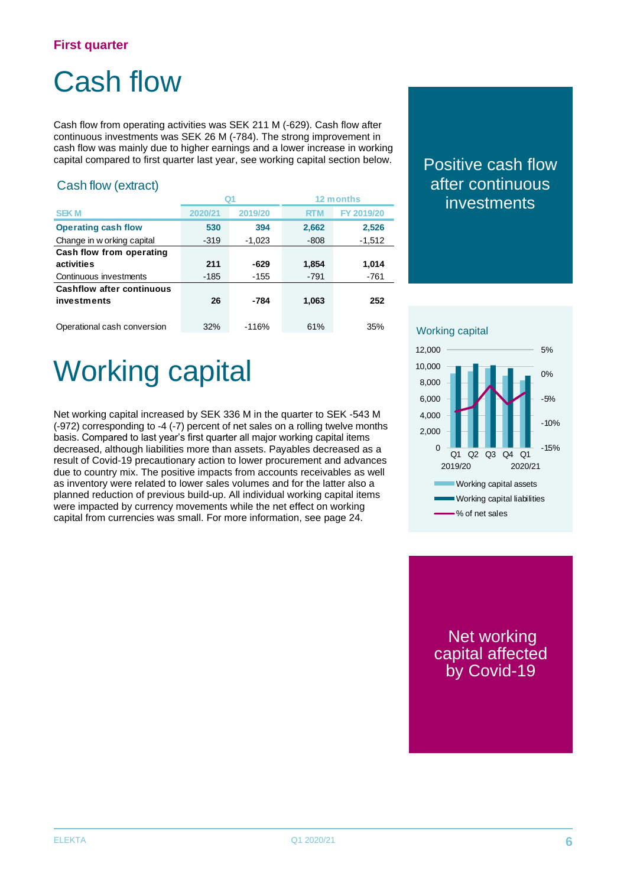First quarter

# Cash flow

Cash flow from operating activities was SEK 211 M (-629). Cash flow after continuous investments was SEK 26 M (-784). The strong improvement in cash flow was mainly due to higher earnings and a lower increase in working capital compared to first quarter last year, see working capital section below.

### Cash flow (extract)

| | Q1 | | 12 months | |
|---|---|---|---|---|
| SEK M | 2020/21 | 2019/20 | RTM | FY 2019/20 |
| **Operating cash flow** | **530** | **394** | **2,662** | **2,526** |
| Change in working capital | -319 | -1,023 | -808 | -1,512 |
| **Cash flow from operating activities** | **211** | **-629** | **1,854** | **1,014** |
| Continuous investments | -185 | -155 | -791 | -761 |
| **Cashflow after continuous investments** | **26** | **-784** | **1,063** | **252** |
| Operational cash conversion | 32% | -116% | 61% | 35% |

Positive cash flow after continuous investments

# Working capital

Net working capital increased by SEK 336 M in the quarter to SEK -543 M (-972) corresponding to -4 (-7) percent of net sales on a rolling twelve months basis. Compared to last year's first quarter all major working capital items decreased, although liabilities more than assets. Payables decreased as a result of Covid-19 precautionary action to lower procurement and advances due to country mix. The positive impacts from accounts receivables as well as inventory were related to lower sales volumes and for the latter also a planned reduction of previous build-up. All individual working capital items were impacted by currency movements while the net effect on working capital from currencies was small. For more information, see page 24.

Working capital

Net working capital affected by Covid-19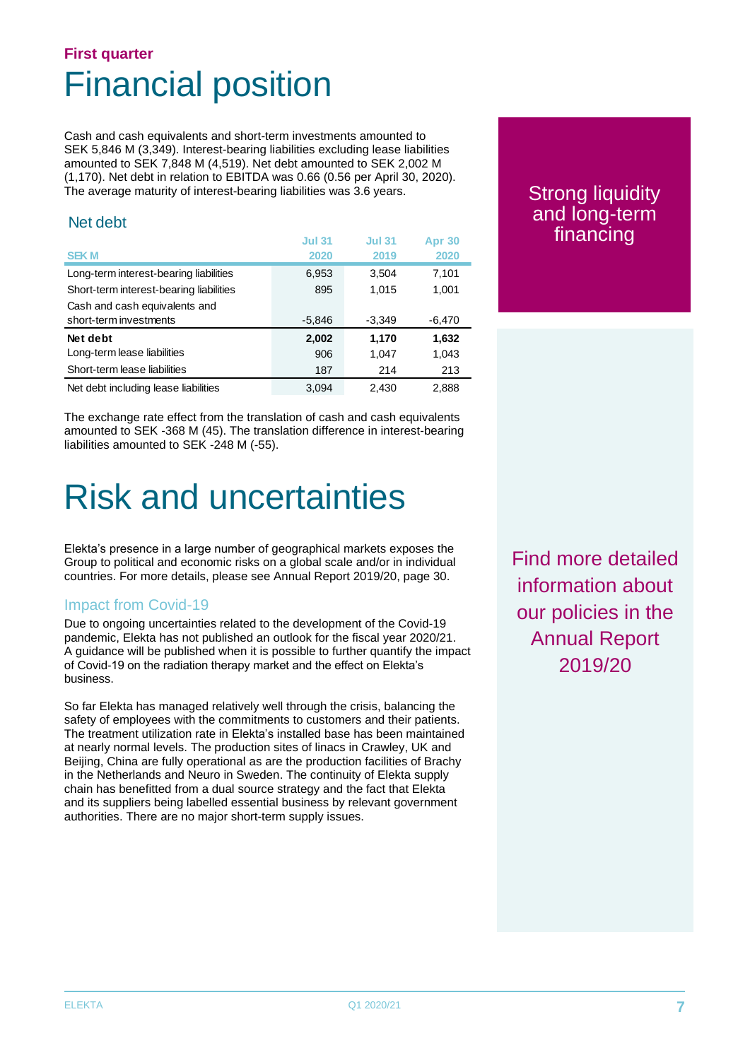First quarter

# Financial position

Cash and cash equivalents and short-term investments amounted to SEK 5,846 M (3,349). Interest-bearing liabilities excluding lease liabilities amounted to SEK 7,848 M (4,519). Net debt amounted to SEK 2,002 M (1,170). Net debt in relation to EBITDA was 0.66 (0.56 per April 30, 2020). The average maturity of interest-bearing liabilities was 3.6 years.

## Net debt

| SEK M | Jul 31 2020 | Jul 31 2019 | Apr 30 2020 |
|---|---|---|---|
| Long-term interest-bearing liabilities | 6,953 | 3,504 | 7,101 |
| Short-term interest-bearing liabilities | 895 | 1,015 | 1,001 |
| Cash and cash equivalents and short-term investments | -5,846 | -3,349 | -6,470 |
| **Net debt** | **2,002** | **1,170** | **1,632** |
| Long-term lease liabilities | 906 | 1,047 | 1,043 |
| Short-term lease liabilities | 187 | 214 | 213 |
| Net debt including lease liabilities | 3,094 | 2,430 | 2,888 |

The exchange rate effect from the translation of cash and cash equivalents amounted to SEK -368 M (45). The translation difference in interest-bearing liabilities amounted to SEK -248 M (-55).

Strong liquidity and long-term financing

# Risk and uncertainties

Elekta's presence in a large number of geographical markets exposes the Group to political and economic risks on a global scale and/or in individual countries. For more details, please see Annual Report 2019/20, page 30.

### Impact from Covid-19

Due to ongoing uncertainties related to the development of the Covid-19 pandemic, Elekta has not published an outlook for the fiscal year 2020/21. A guidance will be published when it is possible to further quantify the impact of Covid-19 on the radiation therapy market and the effect on Elekta's business.

So far Elekta has managed relatively well through the crisis, balancing the safety of employees with the commitments to customers and their patients. The treatment utilization rate in Elekta's installed base has been maintained at nearly normal levels. The production sites of linacs in Crawley, UK and Beijing, China are fully operational as are the production facilities of Brachy in the Netherlands and Neuro in Sweden. The continuity of Elekta supply chain has benefitted from a dual source strategy and the fact that Elekta and its suppliers being labelled essential business by relevant government authorities. There are no major short-term supply issues.

Find more detailed information about our policies in the Annual Report 2019/20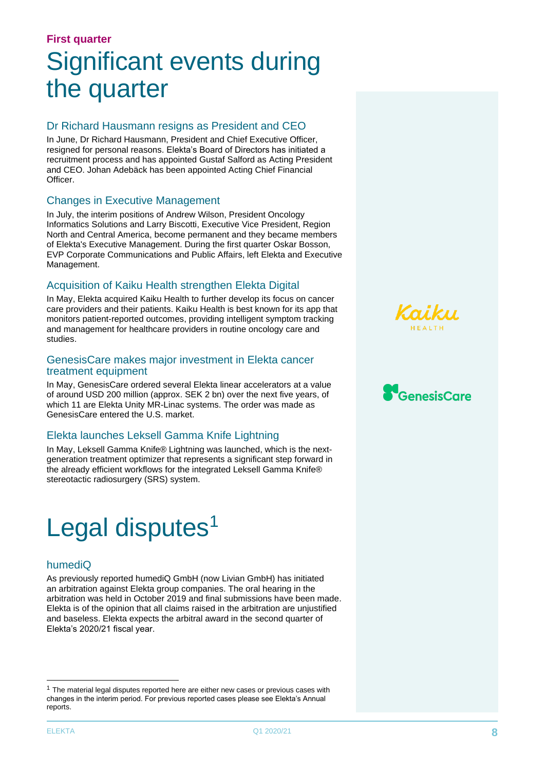**First quarter**

# Significant events during the quarter

## Dr Richard Hausmann resigns as President and CEO

In June, Dr Richard Hausmann, President and Chief Executive Officer, resigned for personal reasons. Elekta's Board of Directors has initiated a recruitment process and has appointed Gustaf Salford as Acting President and CEO. Johan Adebäck has been appointed Acting Chief Financial Officer.

## Changes in Executive Management

In July, the interim positions of Andrew Wilson, President Oncology Informatics Solutions and Larry Biscotti, Executive Vice President, Region North and Central America, become permanent and they became members of Elekta's Executive Management. During the first quarter Oskar Bosson, EVP Corporate Communications and Public Affairs, left Elekta and Executive Management.

## Acquisition of Kaiku Health strengthen Elekta Digital

In May, Elekta acquired Kaiku Health to further develop its focus on cancer care providers and their patients. Kaiku Health is best known for its app that monitors patient-reported outcomes, providing intelligent symptom tracking and management for healthcare providers in routine oncology care and studies.

## GenesisCare makes major investment in Elekta cancer treatment equipment

In May, GenesisCare ordered several Elekta linear accelerators at a value of around USD 200 million (approx. SEK 2 bn) over the next five years, of which 11 are Elekta Unity MR-Linac systems. The order was made as GenesisCare entered the U.S. market.

## Elekta launches Leksell Gamma Knife Lightning

In May, Leksell Gamma Knife® Lightning was launched, which is the next-generation treatment optimizer that represents a significant step forward in the already efficient workflows for the integrated Leksell Gamma Knife® stereotactic radiosurgery (SRS) system.

# Legal disputes[1]

## humediQ

As previously reported humediQ GmbH (now Livian GmbH) has initiated an arbitration against Elekta group companies. The oral hearing in the arbitration was held in October 2019 and final submissions have been made. Elekta is of the opinion that all claims raised in the arbitration are unjustified and baseless. Elekta expects the arbitral award in the second quarter of Elekta's 2020/21 fiscal year.

[1] The material legal disputes reported here are either new cases or previous cases with changes in the interim period. For previous reported cases please see Elekta's Annual reports.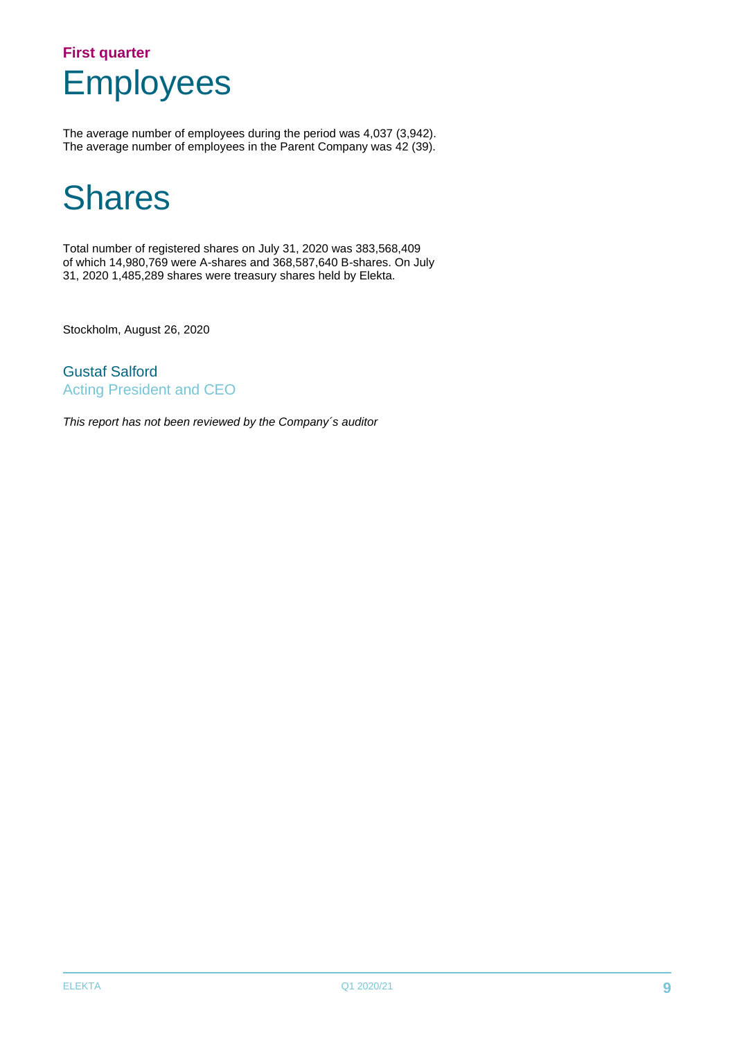**First quarter**

# Employees

The average number of employees during the period was 4,037 (3,942).
The average number of employees in the Parent Company was 42 (39).

# Shares

Total number of registered shares on July 31, 2020 was 383,568,409 of which 14,980,769 were A-shares and 368,587,640 B-shares. On July 31, 2020 1,485,289 shares were treasury shares held by Elekta.

Stockholm, August 26, 2020

Gustaf Salford
Acting President and CEO

*This report has not been reviewed by the Company´s auditor*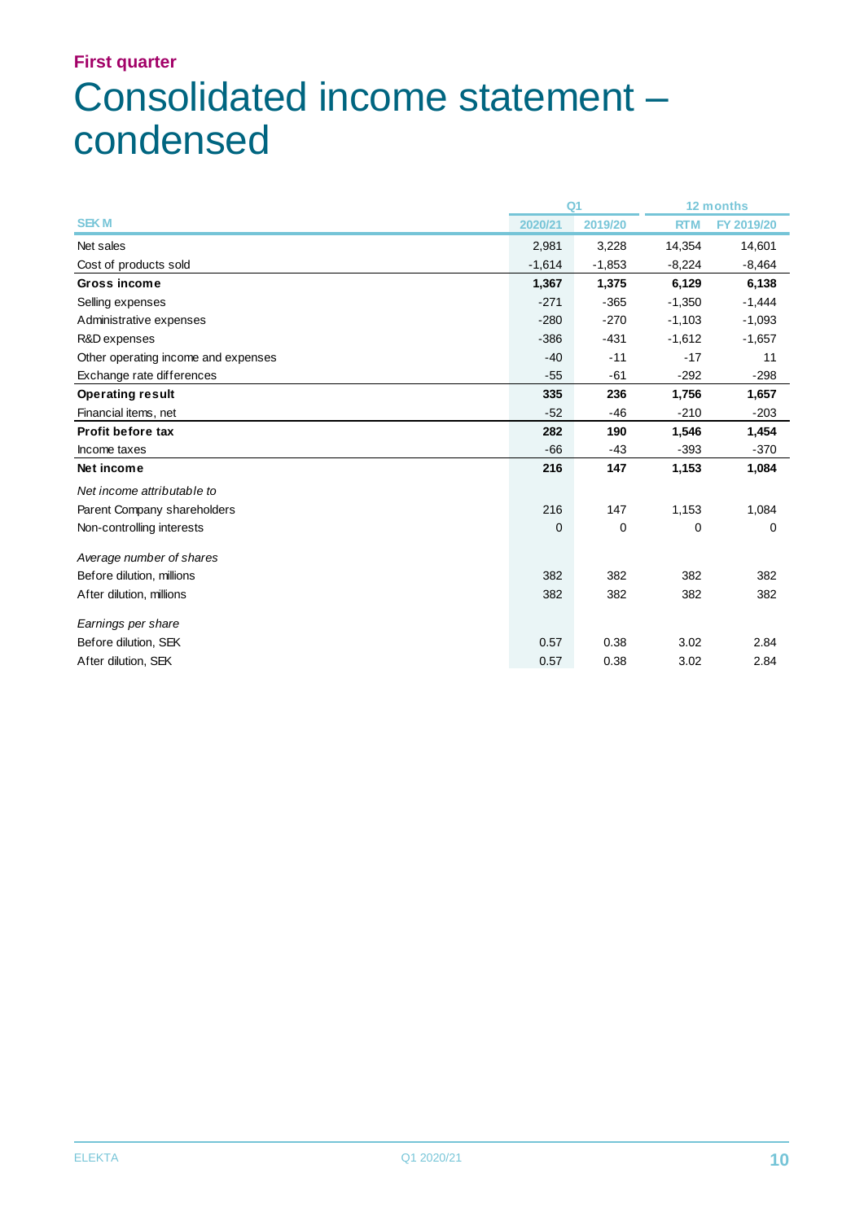**First quarter**

# Consolidated income statement – condensed

| | Q1 | | 12 months | |
|---|---|---|---|---|
| SEK M | 2020/21 | 2019/20 | RTM | FY 2019/20 |
| Net sales | 2,981 | 3,228 | 14,354 | 14,601 |
| Cost of products sold | -1,614 | -1,853 | -8,224 | -8,464 |
| **Gross income** | **1,367** | **1,375** | **6,129** | **6,138** |
| Selling expenses | -271 | -365 | -1,350 | -1,444 |
| Administrative expenses | -280 | -270 | -1,103 | -1,093 |
| R&D expenses | -386 | -431 | -1,612 | -1,657 |
| Other operating income and expenses | -40 | -11 | -17 | 11 |
| Exchange rate differences | -55 | -61 | -292 | -298 |
| **Operating result** | **335** | **236** | **1,756** | **1,657** |
| Financial items, net | -52 | -46 | -210 | -203 |
| **Profit before tax** | **282** | **190** | **1,546** | **1,454** |
| Income taxes | -66 | -43 | -393 | -370 |
| **Net income** | **216** | **147** | **1,153** | **1,084** |
| *Net income attributable to* | | | | |
| Parent Company shareholders | 216 | 147 | 1,153 | 1,084 |
| Non-controlling interests | 0 | 0 | 0 | 0 |
| *Average number of shares* | | | | |
| Before dilution, millions | 382 | 382 | 382 | 382 |
| After dilution, millions | 382 | 382 | 382 | 382 |
| *Earnings per share* | | | | |
| Before dilution, SEK | 0.57 | 0.38 | 3.02 | 2.84 |
| After dilution, SEK | 0.57 | 0.38 | 3.02 | 2.84 |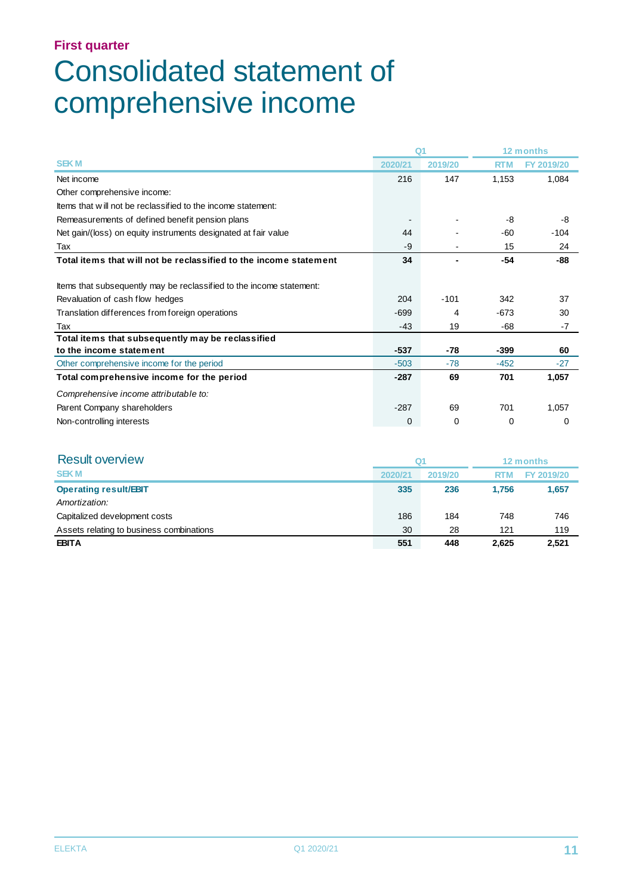First quarter

# Consolidated statement of comprehensive income

| SEK M | Q1 2020/21 | Q1 2019/20 | 12 months RTM | 12 months FY 2019/20 |
|---|---|---|---|---|
| Net income | 216 | 147 | 1,153 | 1,084 |
| Other comprehensive income: | | | | |
| Items that will not be reclassified to the income statement: | | | | |
| Remeasurements of defined benefit pension plans | - | - | -8 | -8 |
| Net gain/(loss) on equity instruments designated at fair value | 44 | - | -60 | -104 |
| Tax | -9 | - | 15 | 24 |
| **Total items that will not be reclassified to the income statement** | **34** | **-** | **-54** | **-88** |
| Items that subsequently may be reclassified to the income statement: | | | | |
| Revaluation of cash flow hedges | 204 | -101 | 342 | 37 |
| Translation differences from foreign operations | -699 | 4 | -673 | 30 |
| Tax | -43 | 19 | -68 | -7 |
| **Total items that subsequently may be reclassified to the income statement** | **-537** | **-78** | **-399** | **60** |
| Other comprehensive income for the period | -503 | -78 | -452 | -27 |
| **Total comprehensive income for the period** | **-287** | **69** | **701** | **1,057** |
| *Comprehensive income attributable to:* | | | | |
| Parent Company shareholders | -287 | 69 | 701 | 1,057 |
| Non-controlling interests | 0 | 0 | 0 | 0 |

## Result overview

| SEK M | Q1 2020/21 | Q1 2019/20 | 12 months RTM | 12 months FY 2019/20 |
|---|---|---|---|---|
| **Operating result/EBIT** | **335** | **236** | **1,756** | **1,657** |
| *Amortization:* | | | | |
| Capitalized development costs | 186 | 184 | 748 | 746 |
| Assets relating to business combinations | 30 | 28 | 121 | 119 |
| **EBITA** | **551** | **448** | **2,625** | **2,521** |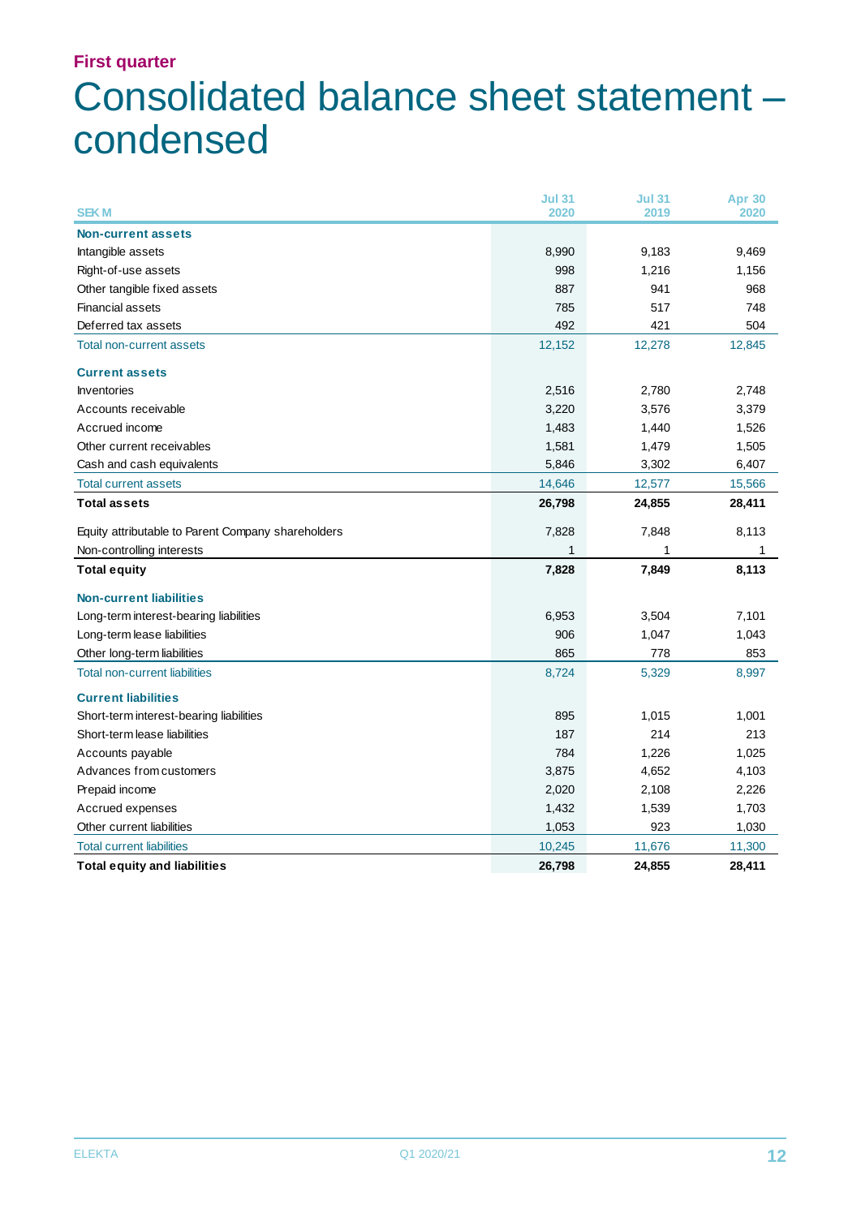**First quarter**

# Consolidated balance sheet statement – condensed

| SEK M | Jul 31 2020 | Jul 31 2019 | Apr 30 2020 |
|---|---|---|---|
| **Non-current assets** | | | |
| Intangible assets | 8,990 | 9,183 | 9,469 |
| Right-of-use assets | 998 | 1,216 | 1,156 |
| Other tangible fixed assets | 887 | 941 | 968 |
| Financial assets | 785 | 517 | 748 |
| Deferred tax assets | 492 | 421 | 504 |
| Total non-current assets | 12,152 | 12,278 | 12,845 |
| **Current assets** | | | |
| Inventories | 2,516 | 2,780 | 2,748 |
| Accounts receivable | 3,220 | 3,576 | 3,379 |
| Accrued income | 1,483 | 1,440 | 1,526 |
| Other current receivables | 1,581 | 1,479 | 1,505 |
| Cash and cash equivalents | 5,846 | 3,302 | 6,407 |
| Total current assets | 14,646 | 12,577 | 15,566 |
| **Total assets** | **26,798** | **24,855** | **28,411** |
| Equity attributable to Parent Company shareholders | 7,828 | 7,848 | 8,113 |
| Non-controlling interests | 1 | 1 | 1 |
| **Total equity** | **7,828** | **7,849** | **8,113** |
| **Non-current liabilities** | | | |
| Long-term interest-bearing liabilities | 6,953 | 3,504 | 7,101 |
| Long-term lease liabilities | 906 | 1,047 | 1,043 |
| Other long-term liabilities | 865 | 778 | 853 |
| Total non-current liabilities | 8,724 | 5,329 | 8,997 |
| **Current liabilities** | | | |
| Short-term interest-bearing liabilities | 895 | 1,015 | 1,001 |
| Short-term lease liabilities | 187 | 214 | 213 |
| Accounts payable | 784 | 1,226 | 1,025 |
| Advances from customers | 3,875 | 4,652 | 4,103 |
| Prepaid income | 2,020 | 2,108 | 2,226 |
| Accrued expenses | 1,432 | 1,539 | 1,703 |
| Other current liabilities | 1,053 | 923 | 1,030 |
| Total current liabilities | 10,245 | 11,676 | 11,300 |
| **Total equity and liabilities** | **26,798** | **24,855** | **28,411** |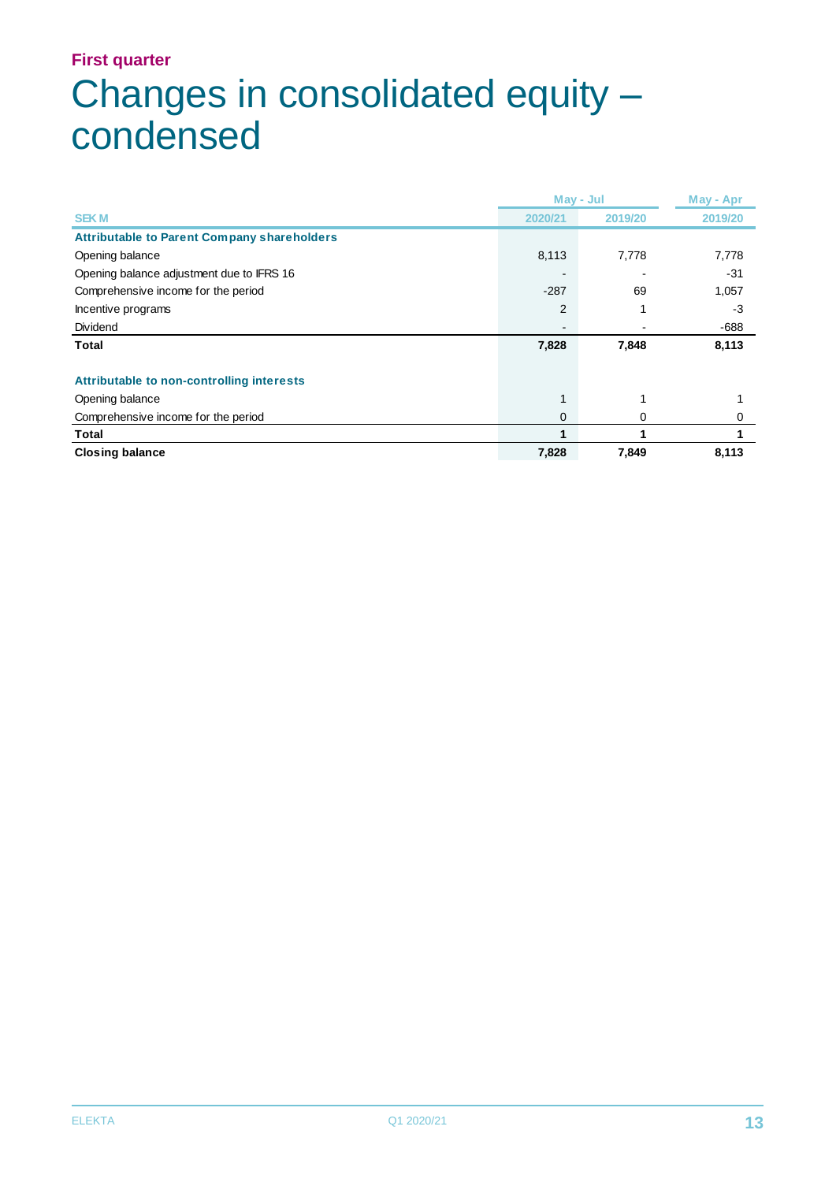**First quarter**

# Changes in consolidated equity – condensed

| SEK M | May - Jul 2020/21 | May - Jul 2019/20 | May - Apr 2019/20 |
|---|---|---|---|
| **Attributable to Parent Company shareholders** | | | |
| Opening balance | 8,113 | 7,778 | 7,778 |
| Opening balance adjustment due to IFRS 16 | - | - | -31 |
| Comprehensive income for the period | -287 | 69 | 1,057 |
| Incentive programs | 2 | 1 | -3 |
| Dividend | - | - | -688 |
| **Total** | **7,828** | **7,848** | **8,113** |
| | | | |
| **Attributable to non-controlling interests** | | | |
| Opening balance | 1 | 1 | 1 |
| Comprehensive income for the period | 0 | 0 | 0 |
| **Total** | **1** | **1** | **1** |
| **Closing balance** | **7,828** | **7,849** | **8,113** |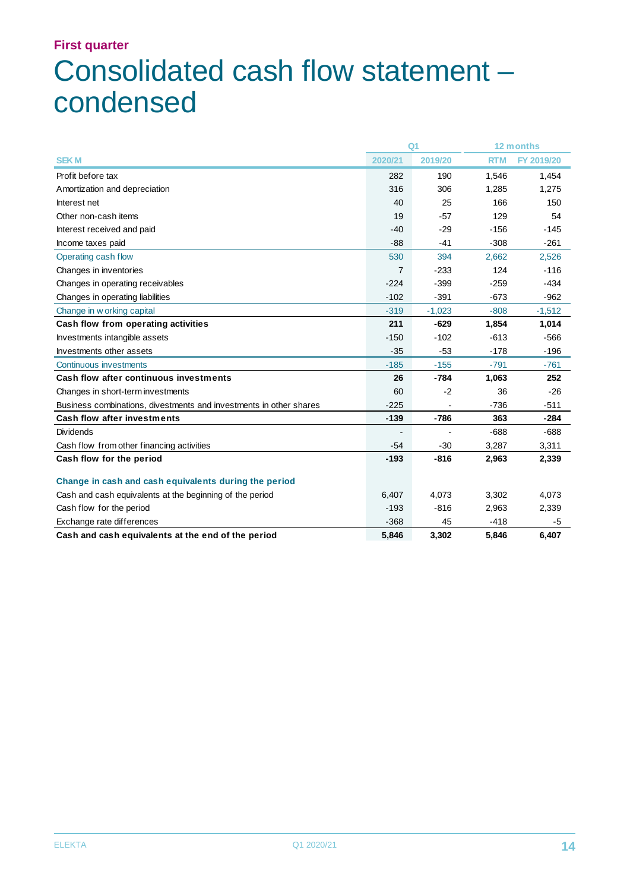**First quarter**

# Consolidated cash flow statement – condensed

| SEK M | Q1 | | 12 months | |
|---|---|---|---|---|
| | 2020/21 | 2019/20 | RTM | FY 2019/20 |
| Profit before tax | 282 | 190 | 1,546 | 1,454 |
| Amortization and depreciation | 316 | 306 | 1,285 | 1,275 |
| Interest net | 40 | 25 | 166 | 150 |
| Other non-cash items | 19 | -57 | 129 | 54 |
| Interest received and paid | -40 | -29 | -156 | -145 |
| Income taxes paid | -88 | -41 | -308 | -261 |
| Operating cash flow | 530 | 394 | 2,662 | 2,526 |
| Changes in inventories | 7 | -233 | 124 | -116 |
| Changes in operating receivables | -224 | -399 | -259 | -434 |
| Changes in operating liabilities | -102 | -391 | -673 | -962 |
| Change in working capital | -319 | -1,023 | -808 | -1,512 |
| **Cash flow from operating activities** | **211** | **-629** | **1,854** | **1,014** |
| Investments intangible assets | -150 | -102 | -613 | -566 |
| Investments other assets | -35 | -53 | -178 | -196 |
| Continuous investments | -185 | -155 | -791 | -761 |
| **Cash flow after continuous investments** | **26** | **-784** | **1,063** | **252** |
| Changes in short-term investments | 60 | -2 | 36 | -26 |
| Business combinations, divestments and investments in other shares | -225 | - | -736 | -511 |
| **Cash flow after investments** | **-139** | **-786** | **363** | **-284** |
| Dividends | - | - | -688 | -688 |
| Cash flow from other financing activities | -54 | -30 | 3,287 | 3,311 |
| **Cash flow for the period** | **-193** | **-816** | **2,963** | **2,339** |
| | | | | |
| **Change in cash and cash equivalents during the period** | | | | |
| Cash and cash equivalents at the beginning of the period | 6,407 | 4,073 | 3,302 | 4,073 |
| Cash flow for the period | -193 | -816 | 2,963 | 2,339 |
| Exchange rate differences | -368 | 45 | -418 | -5 |
| **Cash and cash equivalents at the end of the period** | **5,846** | **3,302** | **5,846** | **6,407** |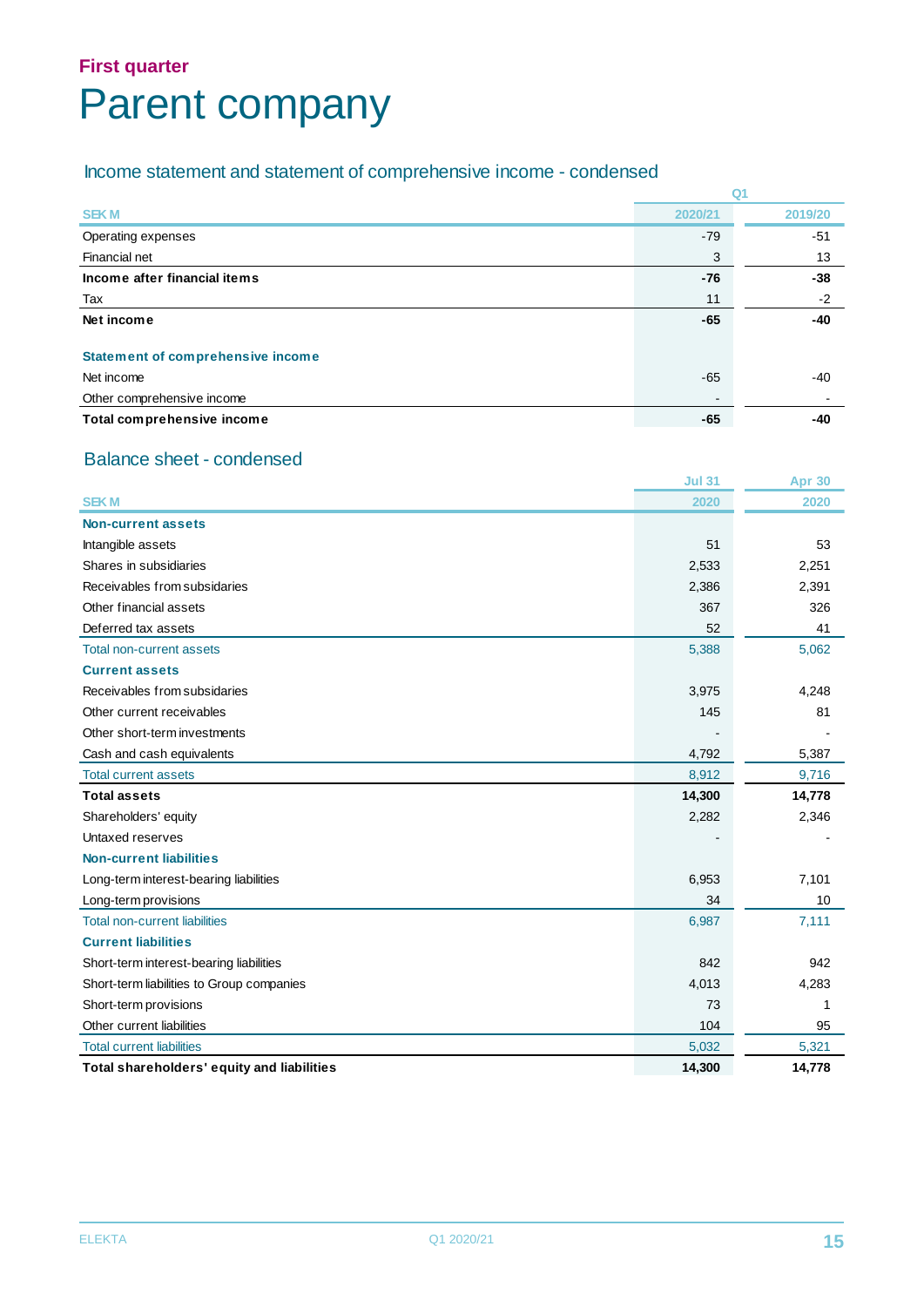First quarter

# Parent company

## Income statement and statement of comprehensive income - condensed

| | Q1 | |
|---|---|---|
| SEK M | 2020/21 | 2019/20 |
| Operating expenses | -79 | -51 |
| Financial net | 3 | 13 |
| **Income after financial items** | **-76** | **-38** |
| Tax | 11 | -2 |
| **Net income** | **-65** | **-40** |
| | | |
| **Statement of comprehensive income** | | |
| Net income | -65 | -40 |
| Other comprehensive income | - | - |
| **Total comprehensive income** | **-65** | **-40** |

## Balance sheet - condensed

| SEK M | Jul 31 2020 | Apr 30 2020 |
|---|---|---|
| **Non-current assets** | | |
| Intangible assets | 51 | 53 |
| Shares in subsidiaries | 2,533 | 2,251 |
| Receivables from subsidaries | 2,386 | 2,391 |
| Other financial assets | 367 | 326 |
| Deferred tax assets | 52 | 41 |
| Total non-current assets | 5,388 | 5,062 |
| **Current assets** | | |
| Receivables from subsidaries | 3,975 | 4,248 |
| Other current receivables | 145 | 81 |
| Other short-term investments | - | - |
| Cash and cash equivalents | 4,792 | 5,387 |
| Total current assets | 8,912 | 9,716 |
| **Total assets** | **14,300** | **14,778** |
| Shareholders' equity | 2,282 | 2,346 |
| Untaxed reserves | - | - |
| **Non-current liabilities** | | |
| Long-term interest-bearing liabilities | 6,953 | 7,101 |
| Long-term provisions | 34 | 10 |
| Total non-current liabilities | 6,987 | 7,111 |
| **Current liabilities** | | |
| Short-term interest-bearing liabilities | 842 | 942 |
| Short-term liabilities to Group companies | 4,013 | 4,283 |
| Short-term provisions | 73 | 1 |
| Other current liabilities | 104 | 95 |
| Total current liabilities | 5,032 | 5,321 |
| **Total shareholders' equity and liabilities** | **14,300** | **14,778** |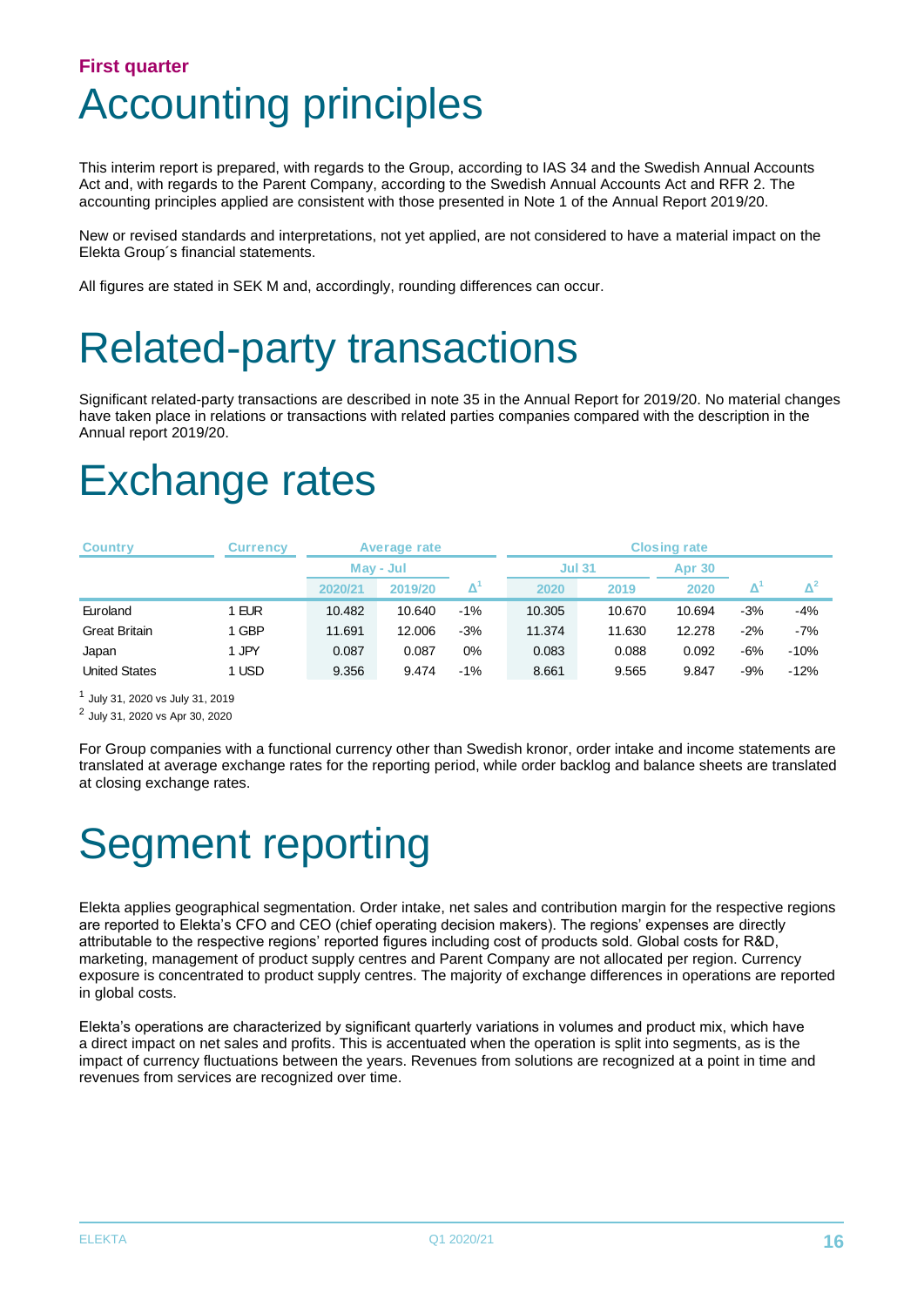**First quarter**

# Accounting principles

This interim report is prepared, with regards to the Group, according to IAS 34 and the Swedish Annual Accounts Act and, with regards to the Parent Company, according to the Swedish Annual Accounts Act and RFR 2. The accounting principles applied are consistent with those presented in Note 1 of the Annual Report 2019/20.

New or revised standards and interpretations, not yet applied, are not considered to have a material impact on the Elekta Group´s financial statements.

All figures are stated in SEK M and, accordingly, rounding differences can occur.

# Related-party transactions

Significant related-party transactions are described in note 35 in the Annual Report for 2019/20. No material changes have taken place in relations or transactions with related parties companies compared with the description in the Annual report 2019/20.

# Exchange rates

| Country | Currency | Average rate | | | Closing rate | | | | |
|---|---|---|---|---|---|---|---|---|---|
| | | May - Jul | | | Jul 31 | | Apr 30 | | |
| | | 2020/21 | 2019/20 | Δ[1] | 2020 | 2019 | 2020 | Δ[1] | Δ[2] |
| Euroland | 1 EUR | 10.482 | 10.640 | -1% | 10.305 | 10.670 | 10.694 | -3% | -4% |
| Great Britain | 1 GBP | 11.691 | 12.006 | -3% | 11.374 | 11.630 | 12.278 | -2% | -7% |
| Japan | 1 JPY | 0.087 | 0.087 | 0% | 0.083 | 0.088 | 0.092 | -6% | -10% |
| United States | 1 USD | 9.356 | 9.474 | -1% | 8.661 | 9.565 | 9.847 | -9% | -12% |

[1] July 31, 2020 vs July 31, 2019

[2] July 31, 2020 vs Apr 30, 2020

For Group companies with a functional currency other than Swedish kronor, order intake and income statements are translated at average exchange rates for the reporting period, while order backlog and balance sheets are translated at closing exchange rates.

# Segment reporting

Elekta applies geographical segmentation. Order intake, net sales and contribution margin for the respective regions are reported to Elekta's CFO and CEO (chief operating decision makers). The regions' expenses are directly attributable to the respective regions' reported figures including cost of products sold. Global costs for R&D, marketing, management of product supply centres and Parent Company are not allocated per region. Currency exposure is concentrated to product supply centres. The majority of exchange differences in operations are reported in global costs.

Elekta's operations are characterized by significant quarterly variations in volumes and product mix, which have a direct impact on net sales and profits. This is accentuated when the operation is split into segments, as is the impact of currency fluctuations between the years. Revenues from solutions are recognized at a point in time and revenues from services are recognized over time.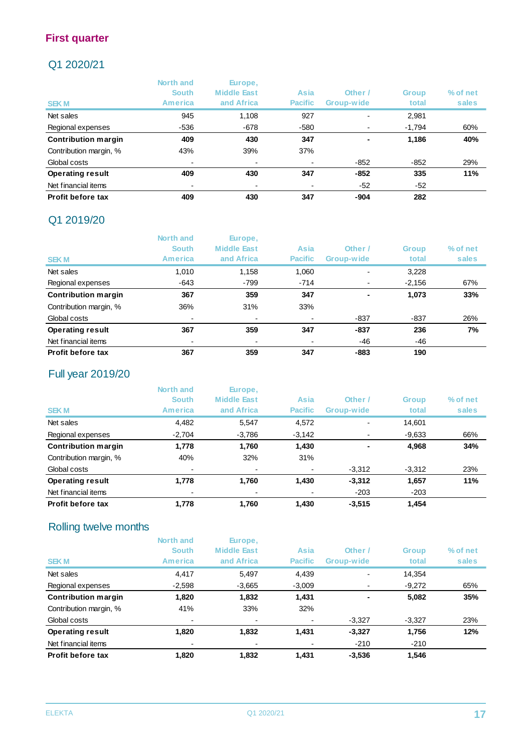# First quarter

## Q1 2020/21

| SEK M | North and South America | Europe, Middle East and Africa | Asia Pacific | Other / Group-wide | Group total | % of net sales |
|---|---|---|---|---|---|---|
| Net sales | 945 | 1,108 | 927 | - | 2,981 | |
| Regional expenses | -536 | -678 | -580 | - | -1,794 | 60% |
| **Contribution margin** | **409** | **430** | **347** | **-** | **1,186** | **40%** |
| Contribution margin, % | 43% | 39% | 37% | | | |
| Global costs | - | - | - | -852 | -852 | 29% |
| **Operating result** | **409** | **430** | **347** | **-852** | **335** | **11%** |
| Net financial items | - | - | - | -52 | -52 | |
| **Profit before tax** | **409** | **430** | **347** | **-904** | **282** | |

## Q1 2019/20

| SEK M | North and South America | Europe, Middle East and Africa | Asia Pacific | Other / Group-wide | Group total | % of net sales |
|---|---|---|---|---|---|---|
| Net sales | 1,010 | 1,158 | 1,060 | - | 3,228 | |
| Regional expenses | -643 | -799 | -714 | - | -2,156 | 67% |
| **Contribution margin** | **367** | **359** | **347** | **-** | **1,073** | **33%** |
| Contribution margin, % | 36% | 31% | 33% | | | |
| Global costs | - | - | - | -837 | -837 | 26% |
| **Operating result** | **367** | **359** | **347** | **-837** | **236** | **7%** |
| Net financial items | - | - | - | -46 | -46 | |
| **Profit before tax** | **367** | **359** | **347** | **-883** | **190** | |

## Full year 2019/20

| SEK M | North and South America | Europe, Middle East and Africa | Asia Pacific | Other / Group-wide | Group total | % of net sales |
|---|---|---|---|---|---|---|
| Net sales | 4,482 | 5,547 | 4,572 | - | 14,601 | |
| Regional expenses | -2,704 | -3,786 | -3,142 | - | -9,633 | 66% |
| **Contribution margin** | **1,778** | **1,760** | **1,430** | **-** | **4,968** | **34%** |
| Contribution margin, % | 40% | 32% | 31% | | | |
| Global costs | - | - | - | -3,312 | -3,312 | 23% |
| **Operating result** | **1,778** | **1,760** | **1,430** | **-3,312** | **1,657** | **11%** |
| Net financial items | - | - | - | -203 | -203 | |
| **Profit before tax** | **1,778** | **1,760** | **1,430** | **-3,515** | **1,454** | |

## Rolling twelve months

| SEK M | North and South America | Europe, Middle East and Africa | Asia Pacific | Other / Group-wide | Group total | % of net sales |
|---|---|---|---|---|---|---|
| Net sales | 4,417 | 5,497 | 4,439 | - | 14,354 | |
| Regional expenses | -2,598 | -3,665 | -3,009 | - | -9,272 | 65% |
| **Contribution margin** | **1,820** | **1,832** | **1,431** | **-** | **5,082** | **35%** |
| Contribution margin, % | 41% | 33% | 32% | | | |
| Global costs | - | - | - | -3,327 | -3,327 | 23% |
| **Operating result** | **1,820** | **1,832** | **1,431** | **-3,327** | **1,756** | **12%** |
| Net financial items | - | - | - | -210 | -210 | |
| **Profit before tax** | **1,820** | **1,832** | **1,431** | **-3,536** | **1,546** | |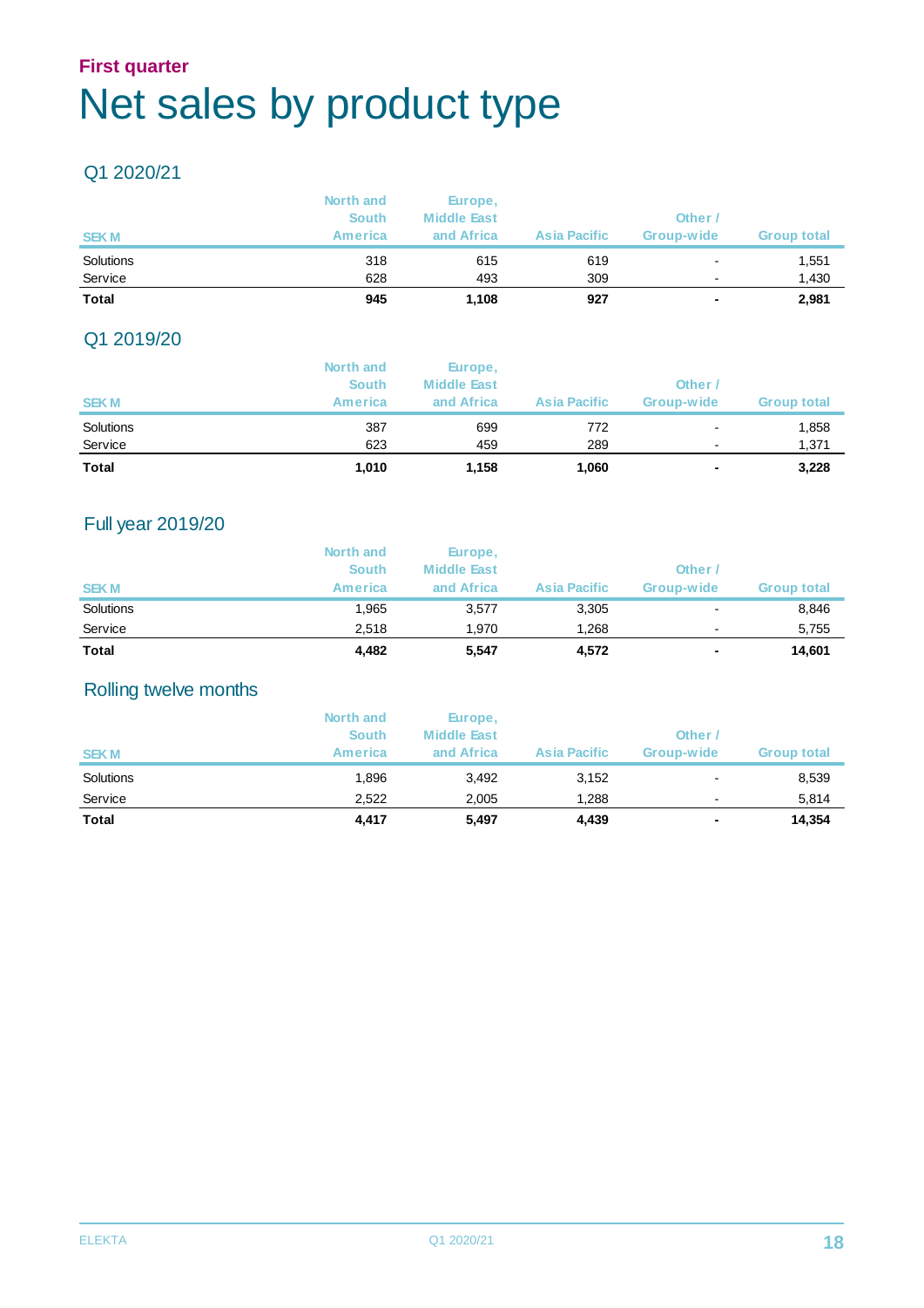First quarter

# Net sales by product type

## Q1 2020/21

| SEK M | North and South America | Europe, Middle East and Africa | Asia Pacific | Other / Group-wide | Group total |
|---|---|---|---|---|---|
| Solutions | 318 | 615 | 619 | - | 1,551 |
| Service | 628 | 493 | 309 | - | 1,430 |
| **Total** | **945** | **1,108** | **927** | **-** | **2,981** |

## Q1 2019/20

| SEK M | North and South America | Europe, Middle East and Africa | Asia Pacific | Other / Group-wide | Group total |
|---|---|---|---|---|---|
| Solutions | 387 | 699 | 772 | - | 1,858 |
| Service | 623 | 459 | 289 | - | 1,371 |
| **Total** | **1,010** | **1,158** | **1,060** | **-** | **3,228** |

## Full year 2019/20

| SEK M | North and South America | Europe, Middle East and Africa | Asia Pacific | Other / Group-wide | Group total |
|---|---|---|---|---|---|
| Solutions | 1,965 | 3,577 | 3,305 | - | 8,846 |
| Service | 2,518 | 1,970 | 1,268 | - | 5,755 |
| **Total** | **4,482** | **5,547** | **4,572** | **-** | **14,601** |

## Rolling twelve months

| SEK M | North and South America | Europe, Middle East and Africa | Asia Pacific | Other / Group-wide | Group total |
|---|---|---|---|---|---|
| Solutions | 1,896 | 3,492 | 3,152 | - | 8,539 |
| Service | 2,522 | 2,005 | 1,288 | - | 5,814 |
| **Total** | **4,417** | **5,497** | **4,439** | **-** | **14,354** |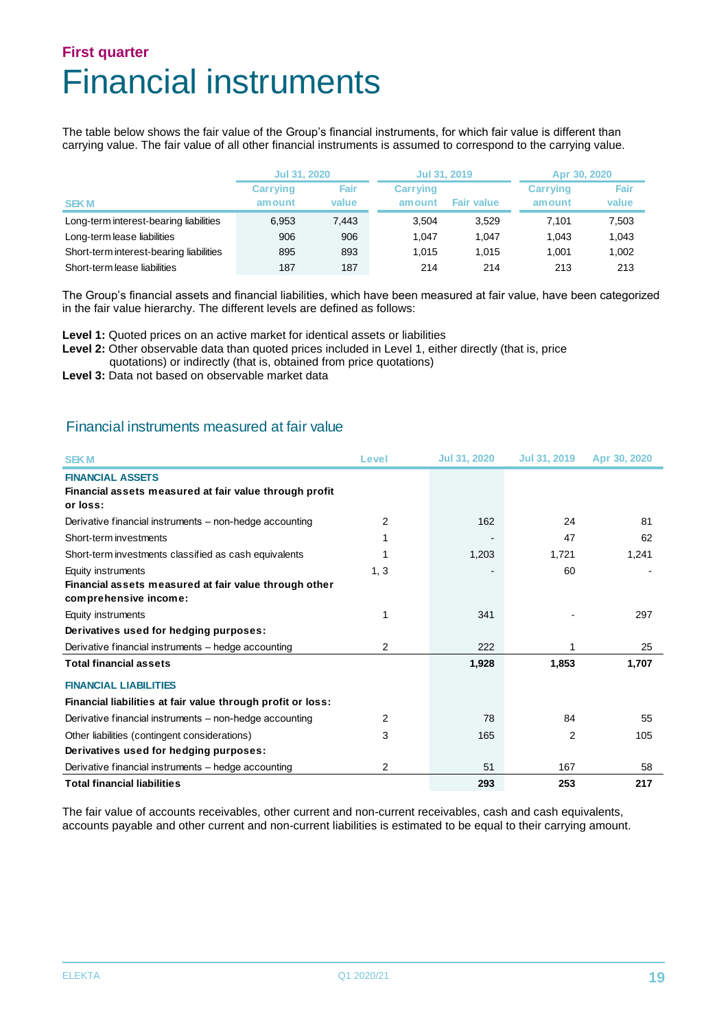**First quarter**

# Financial instruments

The table below shows the fair value of the Group's financial instruments, for which fair value is different than carrying value. The fair value of all other financial instruments is assumed to correspond to the carrying value.

| SEK M | Jul 31, 2020 | | Jul 31, 2019 | | Apr 30, 2020 | |
|---|---|---|---|---|---|---|
| | Carrying amount | Fair value | Carrying amount | Fair value | Carrying amount | Fair value |
| Long-term interest-bearing liabilities | 6,953 | 7,443 | 3,504 | 3,529 | 7,101 | 7,503 |
| Long-term lease liabilities | 906 | 906 | 1,047 | 1,047 | 1,043 | 1,043 |
| Short-term interest-bearing liabilities | 895 | 893 | 1,015 | 1,015 | 1,001 | 1,002 |
| Short-term lease liabilities | 187 | 187 | 214 | 214 | 213 | 213 |

The Group's financial assets and financial liabilities, which have been measured at fair value, have been categorized in the fair value hierarchy. The different levels are defined as follows:

**Level 1:** Quoted prices on an active market for identical assets or liabilities
**Level 2:** Other observable data than quoted prices included in Level 1, either directly (that is, price quotations) or indirectly (that is, obtained from price quotations)
**Level 3:** Data not based on observable market data

## Financial instruments measured at fair value

| SEK M | Level | Jul 31, 2020 | Jul 31, 2019 | Apr 30, 2020 |
|---|---|---|---|---|
| **FINANCIAL ASSETS** | | | | |
| **Financial assets measured at fair value through profit or loss:** | | | | |
| Derivative financial instruments – non-hedge accounting | 2 | 162 | 24 | 81 |
| Short-term investments | 1 | - | 47 | 62 |
| Short-term investments classified as cash equivalents | 1 | 1,203 | 1,721 | 1,241 |
| Equity instruments | 1, 3 | - | 60 | - |
| **Financial assets measured at fair value through other comprehensive income:** | | | | |
| Equity instruments | 1 | 341 | - | 297 |
| **Derivatives used for hedging purposes:** | | | | |
| Derivative financial instruments – hedge accounting | 2 | 222 | 1 | 25 |
| **Total financial assets** | | **1,928** | **1,853** | **1,707** |
| **FINANCIAL LIABILITIES** | | | | |
| **Financial liabilities at fair value through profit or loss:** | | | | |
| Derivative financial instruments – non-hedge accounting | 2 | 78 | 84 | 55 |
| Other liabilities (contingent considerations) | 3 | 165 | 2 | 105 |
| **Derivatives used for hedging purposes:** | | | | |
| Derivative financial instruments – hedge accounting | 2 | 51 | 167 | 58 |
| **Total financial liabilities** | | **293** | **253** | **217** |

The fair value of accounts receivables, other current and non-current receivables, cash and cash equivalents, accounts payable and other current and non-current liabilities is estimated to be equal to their carrying amount.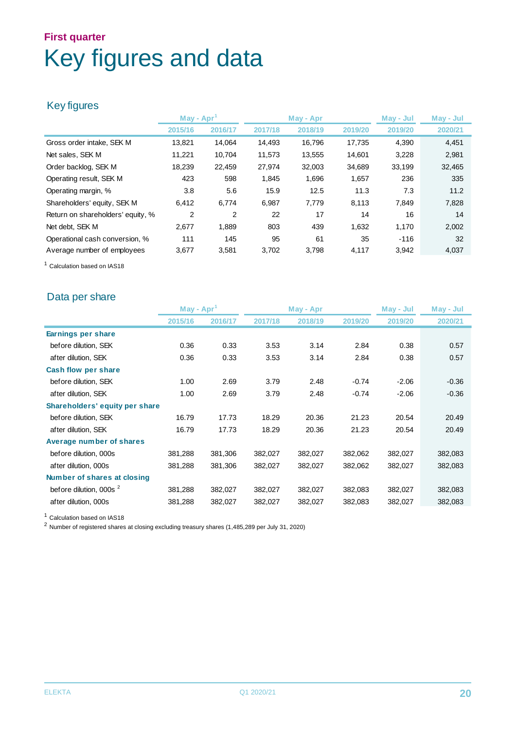First quarter

# Key figures and data

## Key figures

| | May - Apr[1] | | May - Apr | | | May - Jul | May - Jul |
|---|---|---|---|---|---|---|---|
| | 2015/16 | 2016/17 | 2017/18 | 2018/19 | 2019/20 | 2019/20 | 2020/21 |
| Gross order intake, SEK M | 13,821 | 14,064 | 14,493 | 16,796 | 17,735 | 4,390 | 4,451 |
| Net sales, SEK M | 11,221 | 10,704 | 11,573 | 13,555 | 14,601 | 3,228 | 2,981 |
| Order backlog, SEK M | 18,239 | 22,459 | 27,974 | 32,003 | 34,689 | 33,199 | 32,465 |
| Operating result, SEK M | 423 | 598 | 1,845 | 1,696 | 1,657 | 236 | 335 |
| Operating margin, % | 3.8 | 5.6 | 15.9 | 12.5 | 11.3 | 7.3 | 11.2 |
| Shareholders' equity, SEK M | 6,412 | 6,774 | 6,987 | 7,779 | 8,113 | 7,849 | 7,828 |
| Return on shareholders' equity, % | 2 | 2 | 22 | 17 | 14 | 16 | 14 |
| Net debt, SEK M | 2,677 | 1,889 | 803 | 439 | 1,632 | 1,170 | 2,002 |
| Operational cash conversion, % | 111 | 145 | 95 | 61 | 35 | -116 | 32 |
| Average number of employees | 3,677 | 3,581 | 3,702 | 3,798 | 4,117 | 3,942 | 4,037 |

[1] Calculation based on IAS18

## Data per share

| | May - Apr[1] | | May - Apr | | | May - Jul | May - Jul |
|---|---|---|---|---|---|---|---|
| | 2015/16 | 2016/17 | 2017/18 | 2018/19 | 2019/20 | 2019/20 | 2020/21 |
| **Earnings per share** | | | | | | | |
| before dilution, SEK | 0.36 | 0.33 | 3.53 | 3.14 | 2.84 | 0.38 | 0.57 |
| after dilution, SEK | 0.36 | 0.33 | 3.53 | 3.14 | 2.84 | 0.38 | 0.57 |
| **Cash flow per share** | | | | | | | |
| before dilution, SEK | 1.00 | 2.69 | 3.79 | 2.48 | -0.74 | -2.06 | -0.36 |
| after dilution, SEK | 1.00 | 2.69 | 3.79 | 2.48 | -0.74 | -2.06 | -0.36 |
| **Shareholders' equity per share** | | | | | | | |
| before dilution, SEK | 16.79 | 17.73 | 18.29 | 20.36 | 21.23 | 20.54 | 20.49 |
| after dilution, SEK | 16.79 | 17.73 | 18.29 | 20.36 | 21.23 | 20.54 | 20.49 |
| **Average number of shares** | | | | | | | |
| before dilution, 000s | 381,288 | 381,306 | 382,027 | 382,027 | 382,062 | 382,027 | 382,083 |
| after dilution, 000s | 381,288 | 381,306 | 382,027 | 382,027 | 382,062 | 382,027 | 382,083 |
| **Number of shares at closing** | | | | | | | |
| before dilution, 000s [2] | 381,288 | 382,027 | 382,027 | 382,027 | 382,083 | 382,027 | 382,083 |
| after dilution, 000s | 381,288 | 382,027 | 382,027 | 382,027 | 382,083 | 382,027 | 382,083 |

[1] Calculation based on IAS18

[2] Number of registered shares at closing excluding treasury shares (1,485,289 per July 31, 2020)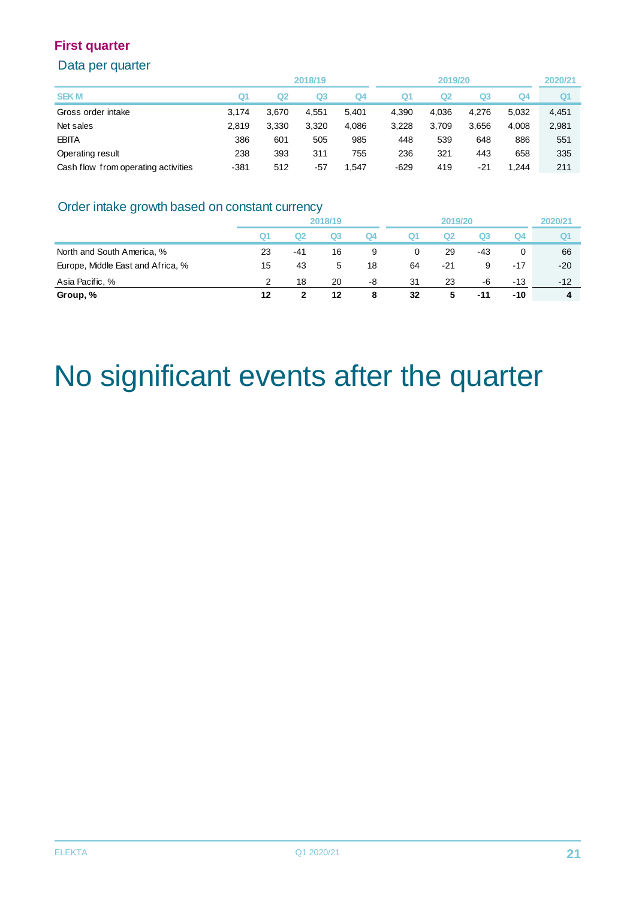## First quarter

### Data per quarter

| | 2018/19 | | | | 2019/20 | | | | 2020/21 |
|---|---|---|---|---|---|---|---|---|---|
| SEK M | Q1 | Q2 | Q3 | Q4 | Q1 | Q2 | Q3 | Q4 | Q1 |
| Gross order intake | 3,174 | 3,670 | 4,551 | 5,401 | 4,390 | 4,036 | 4,276 | 5,032 | 4,451 |
| Net sales | 2,819 | 3,330 | 3,320 | 4,086 | 3,228 | 3,709 | 3,656 | 4,008 | 2,981 |
| EBITA | 386 | 601 | 505 | 985 | 448 | 539 | 648 | 886 | 551 |
| Operating result | 238 | 393 | 311 | 755 | 236 | 321 | 443 | 658 | 335 |
| Cash flow from operating activities | -381 | 512 | -57 | 1,547 | -629 | 419 | -21 | 1,244 | 211 |

### Order intake growth based on constant currency

| | 2018/19 | | | | 2019/20 | | | | 2020/21 |
|---|---|---|---|---|---|---|---|---|---|
| | Q1 | Q2 | Q3 | Q4 | Q1 | Q2 | Q3 | Q4 | Q1 |
| North and South America, % | 23 | -41 | 16 | 9 | 0 | 29 | -43 | 0 | 66 |
| Europe, Middle East and Africa, % | 15 | 43 | 5 | 18 | 64 | -21 | 9 | -17 | -20 |
| Asia Pacific, % | 2 | 18 | 20 | -8 | 31 | 23 | -6 | -13 | -12 |
| **Group, %** | **12** | **2** | **12** | **8** | **32** | **5** | **-11** | **-10** | **4** |

# No significant events after the quarter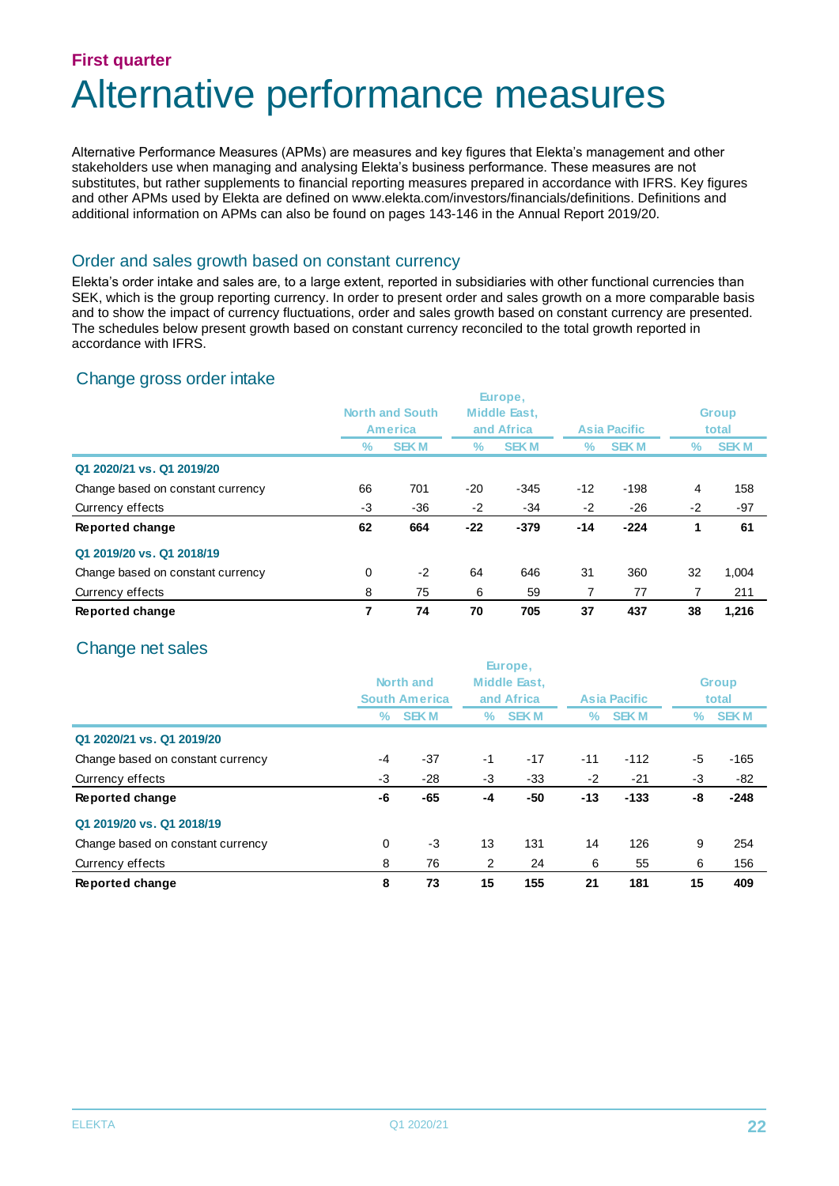First quarter

# Alternative performance measures

Alternative Performance Measures (APMs) are measures and key figures that Elekta's management and other stakeholders use when managing and analysing Elekta's business performance. These measures are not substitutes, but rather supplements to financial reporting measures prepared in accordance with IFRS. Key figures and other APMs used by Elekta are defined on www.elekta.com/investors/financials/definitions. Definitions and additional information on APMs can also be found on pages 143-146 in the Annual Report 2019/20.

## Order and sales growth based on constant currency

Elekta's order intake and sales are, to a large extent, reported in subsidiaries with other functional currencies than SEK, which is the group reporting currency. In order to present order and sales growth on a more comparable basis and to show the impact of currency fluctuations, order and sales growth based on constant currency are presented. The schedules below present growth based on constant currency reconciled to the total growth reported in accordance with IFRS.

### Change gross order intake

| | North and South America | | Europe, Middle East, and Africa | | Asia Pacific | | Group total | |
|---|---|---|---|---|---|---|---|---|
| | % | SEK M | % | SEK M | % | SEK M | % | SEK M |
| **Q1 2020/21 vs. Q1 2019/20** | | | | | | | | |
| Change based on constant currency | 66 | 701 | -20 | -345 | -12 | -198 | 4 | 158 |
| Currency effects | -3 | -36 | -2 | -34 | -2 | -26 | -2 | -97 |
| **Reported change** | **62** | **664** | **-22** | **-379** | **-14** | **-224** | **1** | **61** |
| **Q1 2019/20 vs. Q1 2018/19** | | | | | | | | |
| Change based on constant currency | 0 | -2 | 64 | 646 | 31 | 360 | 32 | 1,004 |
| Currency effects | 8 | 75 | 6 | 59 | 7 | 77 | 7 | 211 |
| **Reported change** | **7** | **74** | **70** | **705** | **37** | **437** | **38** | **1,216** |

### Change net sales

| | North and South America | | Europe, Middle East, and Africa | | Asia Pacific | | Group total | |
|---|---|---|---|---|---|---|---|---|
| | % | SEK M | % | SEK M | % | SEK M | % | SEK M |
| **Q1 2020/21 vs. Q1 2019/20** | | | | | | | | |
| Change based on constant currency | -4 | -37 | -1 | -17 | -11 | -112 | -5 | -165 |
| Currency effects | -3 | -28 | -3 | -33 | -2 | -21 | -3 | -82 |
| **Reported change** | **-6** | **-65** | **-4** | **-50** | **-13** | **-133** | **-8** | **-248** |
| **Q1 2019/20 vs. Q1 2018/19** | | | | | | | | |
| Change based on constant currency | 0 | -3 | 13 | 131 | 14 | 126 | 9 | 254 |
| Currency effects | 8 | 76 | 2 | 24 | 6 | 55 | 6 | 156 |
| **Reported change** | **8** | **73** | **15** | **155** | **21** | **181** | **15** | **409** |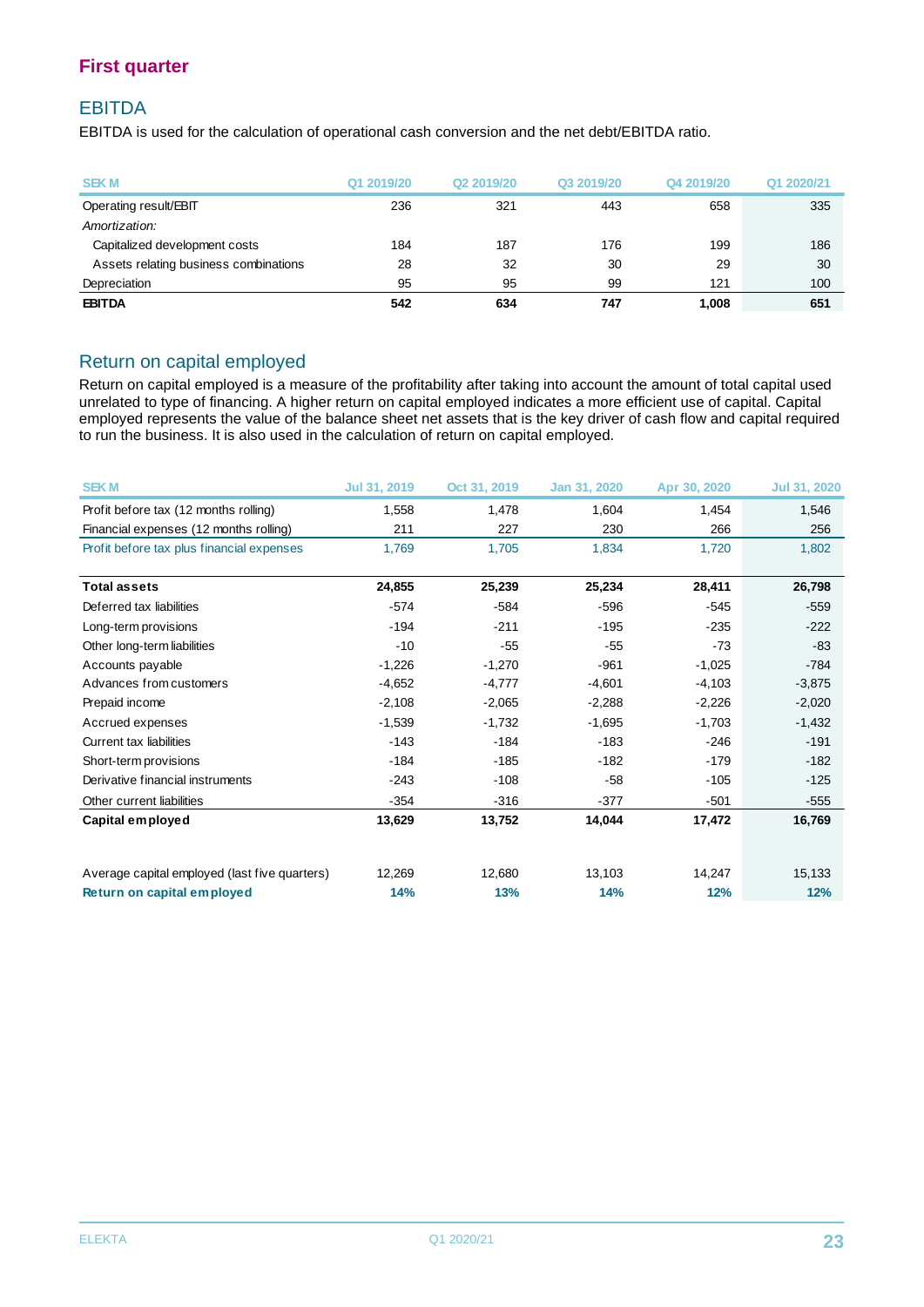## First quarter

### EBITDA

EBITDA is used for the calculation of operational cash conversion and the net debt/EBITDA ratio.

| SEK M | Q1 2019/20 | Q2 2019/20 | Q3 2019/20 | Q4 2019/20 | Q1 2020/21 |
|---|---|---|---|---|---|
| Operating result/EBIT | 236 | 321 | 443 | 658 | 335 |
| *Amortization:* | | | | | |
| Capitalized development costs | 184 | 187 | 176 | 199 | 186 |
| Assets relating business combinations | 28 | 32 | 30 | 29 | 30 |
| Depreciation | 95 | 95 | 99 | 121 | 100 |
| **EBITDA** | **542** | **634** | **747** | **1,008** | **651** |

### Return on capital employed

Return on capital employed is a measure of the profitability after taking into account the amount of total capital used unrelated to type of financing. A higher return on capital employed indicates a more efficient use of capital. Capital employed represents the value of the balance sheet net assets that is the key driver of cash flow and capital required to run the business. It is also used in the calculation of return on capital employed.

| SEK M | Jul 31, 2019 | Oct 31, 2019 | Jan 31, 2020 | Apr 30, 2020 | Jul 31, 2020 |
|---|---|---|---|---|---|
| Profit before tax (12 months rolling) | 1,558 | 1,478 | 1,604 | 1,454 | 1,546 |
| Financial expenses (12 months rolling) | 211 | 227 | 230 | 266 | 256 |
| Profit before tax plus financial expenses | 1,769 | 1,705 | 1,834 | 1,720 | 1,802 |
| | | | | | |
| **Total assets** | **24,855** | **25,239** | **25,234** | **28,411** | **26,798** |
| Deferred tax liabilities | -574 | -584 | -596 | -545 | -559 |
| Long-term provisions | -194 | -211 | -195 | -235 | -222 |
| Other long-term liabilities | -10 | -55 | -55 | -73 | -83 |
| Accounts payable | -1,226 | -1,270 | -961 | -1,025 | -784 |
| Advances from customers | -4,652 | -4,777 | -4,601 | -4,103 | -3,875 |
| Prepaid income | -2,108 | -2,065 | -2,288 | -2,226 | -2,020 |
| Accrued expenses | -1,539 | -1,732 | -1,695 | -1,703 | -1,432 |
| Current tax liabilities | -143 | -184 | -183 | -246 | -191 |
| Short-term provisions | -184 | -185 | -182 | -179 | -182 |
| Derivative financial instruments | -243 | -108 | -58 | -105 | -125 |
| Other current liabilities | -354 | -316 | -377 | -501 | -555 |
| **Capital employed** | **13,629** | **13,752** | **14,044** | **17,472** | **16,769** |
| | | | | | |
| Average capital employed (last five quarters) | 12,269 | 12,680 | 13,103 | 14,247 | 15,133 |
| **Return on capital employed** | **14%** | **13%** | **14%** | **12%** | **12%** |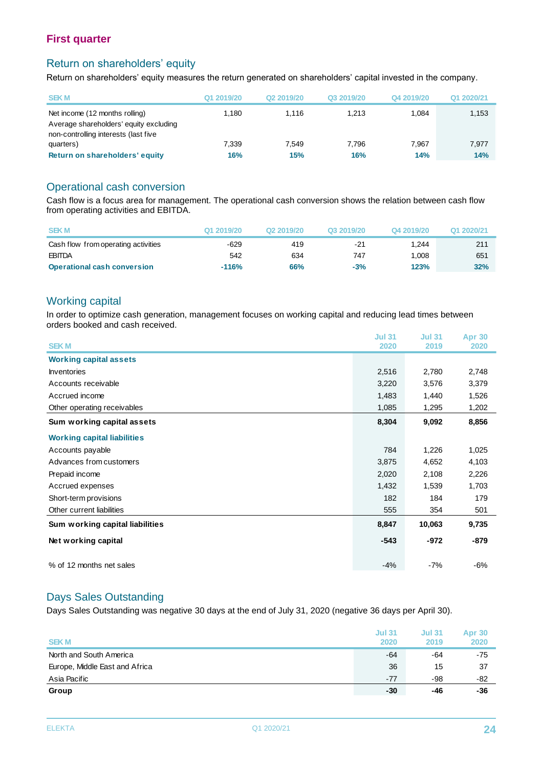## First quarter

### Return on shareholders' equity

Return on shareholders' equity measures the return generated on shareholders' capital invested in the company.

| SEK M | Q1 2019/20 | Q2 2019/20 | Q3 2019/20 | Q4 2019/20 | Q1 2020/21 |
|---|---|---|---|---|---|
| Net income (12 months rolling) | 1,180 | 1,116 | 1,213 | 1,084 | 1,153 |
| Average shareholders' equity excluding non-controlling interests (last five quarters) | 7,339 | 7,549 | 7,796 | 7,967 | 7,977 |
| **Return on shareholders' equity** | **16%** | **15%** | **16%** | **14%** | **14%** |

### Operational cash conversion

Cash flow is a focus area for management. The operational cash conversion shows the relation between cash flow from operating activities and EBITDA.

| SEK M | Q1 2019/20 | Q2 2019/20 | Q3 2019/20 | Q4 2019/20 | Q1 2020/21 |
|---|---|---|---|---|---|
| Cash flow from operating activities | -629 | 419 | -21 | 1,244 | 211 |
| EBITDA | 542 | 634 | 747 | 1,008 | 651 |
| **Operational cash conversion** | **-116%** | **66%** | **-3%** | **123%** | **32%** |

### Working capital

In order to optimize cash generation, management focuses on working capital and reducing lead times between orders booked and cash received.

| SEK M | Jul 31 2020 | Jul 31 2019 | Apr 30 2020 |
|---|---|---|---|
| **Working capital assets** | | | |
| Inventories | 2,516 | 2,780 | 2,748 |
| Accounts receivable | 3,220 | 3,576 | 3,379 |
| Accrued income | 1,483 | 1,440 | 1,526 |
| Other operating receivables | 1,085 | 1,295 | 1,202 |
| **Sum working capital assets** | **8,304** | **9,092** | **8,856** |
| **Working capital liabilities** | | | |
| Accounts payable | 784 | 1,226 | 1,025 |
| Advances from customers | 3,875 | 4,652 | 4,103 |
| Prepaid income | 2,020 | 2,108 | 2,226 |
| Accrued expenses | 1,432 | 1,539 | 1,703 |
| Short-term provisions | 182 | 184 | 179 |
| Other current liabilities | 555 | 354 | 501 |
| **Sum working capital liabilities** | **8,847** | **10,063** | **9,735** |
| **Net working capital** | **-543** | **-972** | **-879** |
| % of 12 months net sales | -4% | -7% | -6% |

### Days Sales Outstanding

Days Sales Outstanding was negative 30 days at the end of July 31, 2020 (negative 36 days per April 30).

| SEK M | Jul 31 2020 | Jul 31 2019 | Apr 30 2020 |
|---|---|---|---|
| North and South America | -64 | -64 | -75 |
| Europe, Middle East and Africa | 36 | 15 | 37 |
| Asia Pacific | -77 | -98 | -82 |
| **Group** | **-30** | **-46** | **-36** |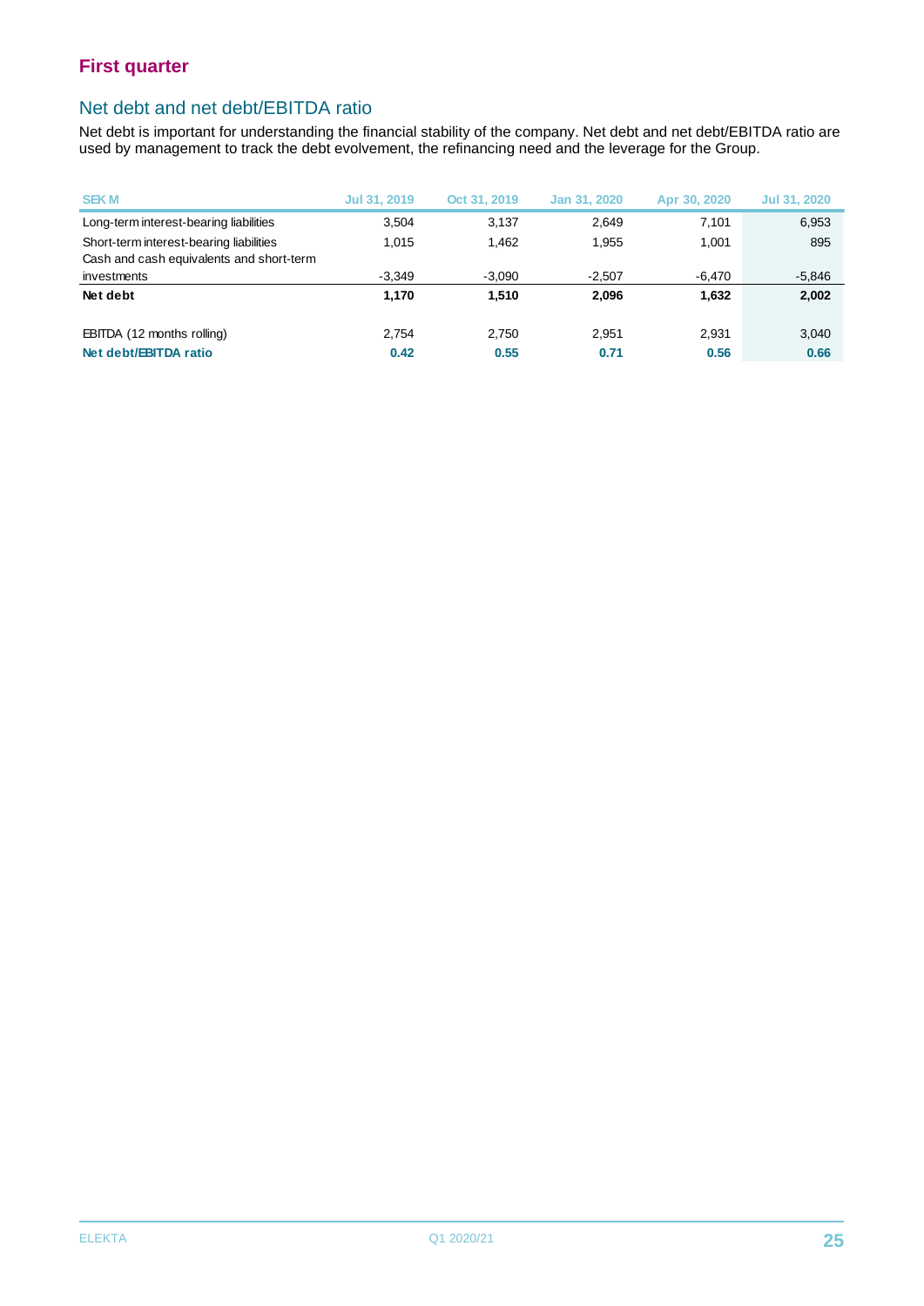## First quarter

### Net debt and net debt/EBITDA ratio

Net debt is important for understanding the financial stability of the company. Net debt and net debt/EBITDA ratio are used by management to track the debt evolvement, the refinancing need and the leverage for the Group.

| SEK M | Jul 31, 2019 | Oct 31, 2019 | Jan 31, 2020 | Apr 30, 2020 | Jul 31, 2020 |
|---|---|---|---|---|---|
| Long-term interest-bearing liabilities | 3,504 | 3,137 | 2,649 | 7,101 | 6,953 |
| Short-term interest-bearing liabilities | 1,015 | 1,462 | 1,955 | 1,001 | 895 |
| Cash and cash equivalents and short-term investments | -3,349 | -3,090 | -2,507 | -6,470 | -5,846 |
| **Net debt** | **1,170** | **1,510** | **2,096** | **1,632** | **2,002** |
| | | | | | |
| EBITDA (12 months rolling) | 2,754 | 2,750 | 2,951 | 2,931 | 3,040 |
| **Net debt/EBITDA ratio** | **0.42** | **0.55** | **0.71** | **0.56** | **0.66** |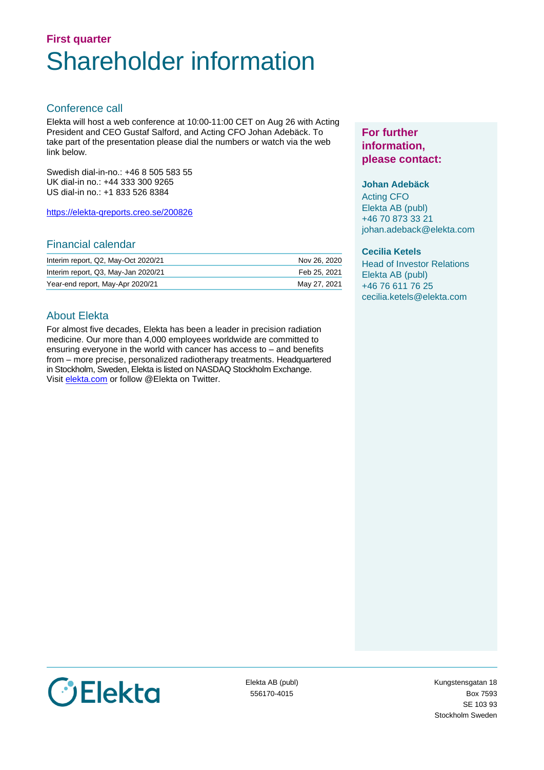First quarter

# Shareholder information

## Conference call

Elekta will host a web conference at 10:00-11:00 CET on Aug 26 with Acting President and CEO Gustaf Salford, and Acting CFO Johan Adebäck. To take part of the presentation please dial the numbers or watch via the web link below.

Swedish dial-in-no.: +46 8 505 583 55
UK dial-in no.: +44 333 300 9265
US dial-in no.: +1 833 526 8384

https://elekta-qreports.creo.se/200826

## Financial calendar

| | |
|---|---|
| Interim report, Q2, May-Oct 2020/21 | Nov 26, 2020 |
| Interim report, Q3, May-Jan 2020/21 | Feb 25, 2021 |
| Year-end report, May-Apr 2020/21 | May 27, 2021 |

## About Elekta

For almost five decades, Elekta has been a leader in precision radiation medicine. Our more than 4,000 employees worldwide are committed to ensuring everyone in the world with cancer has access to – and benefits from – more precise, personalized radiotherapy treatments. Headquartered in Stockholm, Sweden, Elekta is listed on NASDAQ Stockholm Exchange. Visit elekta.com or follow @Elekta on Twitter.

## For further information, please contact:

**Johan Adebäck**
Acting CFO
Elekta AB (publ)
+46 70 873 33 21
johan.adeback@elekta.com

**Cecilia Ketels**
Head of Investor Relations
Elekta AB (publ)
+46 76 611 76 25
cecilia.ketels@elekta.com

Elekta AB (publ)
556170-4015

Kungstensgatan 18
Box 7593
SE 103 93
Stockholm Sweden